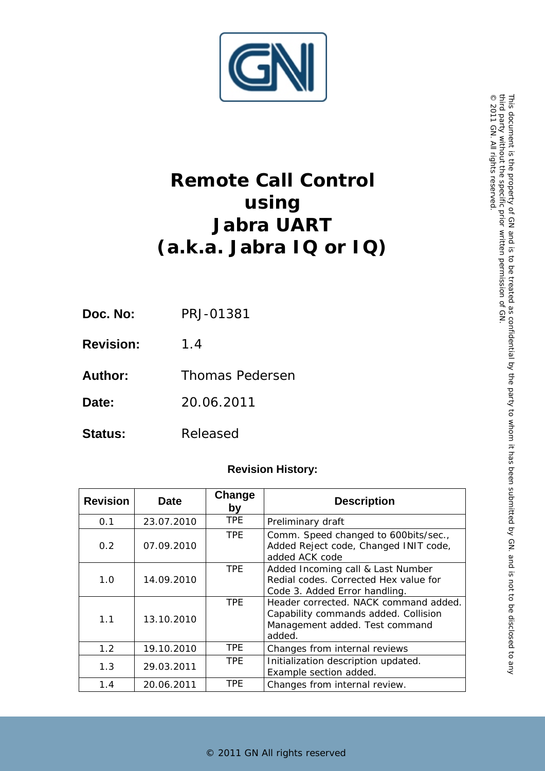# Remote Call Control using Jabra UART (a.k.a. Jabra IQ or IQ)

**Doc. No:** PRJ-01381

**Revision:** 1.4

**Author:** Thomas Pedersen

**Date:** 20.06.2011

**Status:** Released

**Revision History:**

| Revision | Date | Change by | Description |
|---|---|---|---|
| 0.1 | 23.07.2010 | TPE | Preliminary draft |
| 0.2 | 07.09.2010 | TPE | Comm. Speed changed to 600bits/sec., Added Reject code, Changed INIT code, added ACK code |
| 1.0 | 14.09.2010 | TPE | Added Incoming call & Last Number Redial codes. Corrected Hex value for Code 3. Added Error handling. |
| 1.1 | 13.10.2010 | TPE | Header corrected. NACK command added. Capability commands added. Collision Management added. Test command added. |
| 1.2 | 19.10.2010 | TPE | Changes from internal reviews |
| 1.3 | 29.03.2011 | TPE | Initialization description updated. Example section added. |
| 1.4 | 20.06.2011 | TPE | Changes from internal review. |

This document is the property of GN and is to be treated as confidential by the party to whom it has been submitted by GN, and is not to be disclosed to any third party without the specific prior written permission of GN.
© 2011 GN. All rights reserved.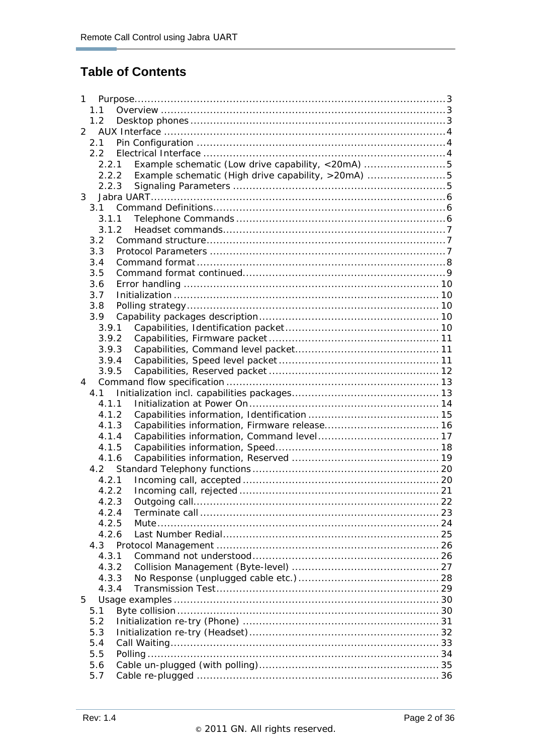# Table of Contents

- 1 Purpose ... 3
  - 1.1 Overview ... 3
  - 1.2 Desktop phones ... 3
- 2 AUX Interface ... 4
  - 2.1 Pin Configuration ... 4
  - 2.2 Electrical Interface ... 4
    - 2.2.1 Example schematic (Low drive capability, <20mA) ... 5
    - 2.2.2 Example schematic (High drive capability, >20mA) ... 5
    - 2.2.3 Signaling Parameters ... 5
- 3 Jabra UART ... 6
  - 3.1 Command Definitions ... 6
    - 3.1.1 Telephone Commands ... 6
    - 3.1.2 Headset commands ... 7
  - 3.2 Command structure ... 7
  - 3.3 Protocol Parameters ... 7
  - 3.4 Command format ... 8
  - 3.5 Command format continued ... 9
  - 3.6 Error handling ... 10
  - 3.7 Initialization ... 10
  - 3.8 Polling strategy ... 10
  - 3.9 Capability packages description ... 10
    - 3.9.1 Capabilities, Identification packet ... 10
    - 3.9.2 Capabilities, Firmware packet ... 11
    - 3.9.3 Capabilities, Command level packet ... 11
    - 3.9.4 Capabilities, Speed level packet ... 11
    - 3.9.5 Capabilities, Reserved packet ... 12
- 4 Command flow specification ... 13
  - 4.1 Initialization incl. capabilities packages ... 13
    - 4.1.1 Initialization at Power On ... 14
    - 4.1.2 Capabilities information, Identification ... 15
    - 4.1.3 Capabilities information, Firmware release ... 16
    - 4.1.4 Capabilities information, Command level ... 17
    - 4.1.5 Capabilities information, Speed ... 18
    - 4.1.6 Capabilities information, Reserved ... 19
  - 4.2 Standard Telephony functions ... 20
    - 4.2.1 Incoming call, accepted ... 20
    - 4.2.2 Incoming call, rejected ... 21
    - 4.2.3 Outgoing call ... 22
    - 4.2.4 Terminate call ... 23
    - 4.2.5 Mute ... 24
    - 4.2.6 Last Number Redial ... 25
  - 4.3 Protocol Management ... 26
    - 4.3.1 Command not understood ... 26
    - 4.3.2 Collision Management (Byte-level) ... 27
    - 4.3.3 No Response (unplugged cable etc.) ... 28
    - 4.3.4 Transmission Test ... 29
- 5 Usage examples ... 30
  - 5.1 Byte collision ... 30
  - 5.2 Initialization re-try (Phone) ... 31
  - 5.3 Initialization re-try (Headset) ... 32
  - 5.4 Call Waiting ... 33
  - 5.5 Polling ... 34
  - 5.6 Cable un-plugged (with polling) ... 35
  - 5.7 Cable re-plugged ... 36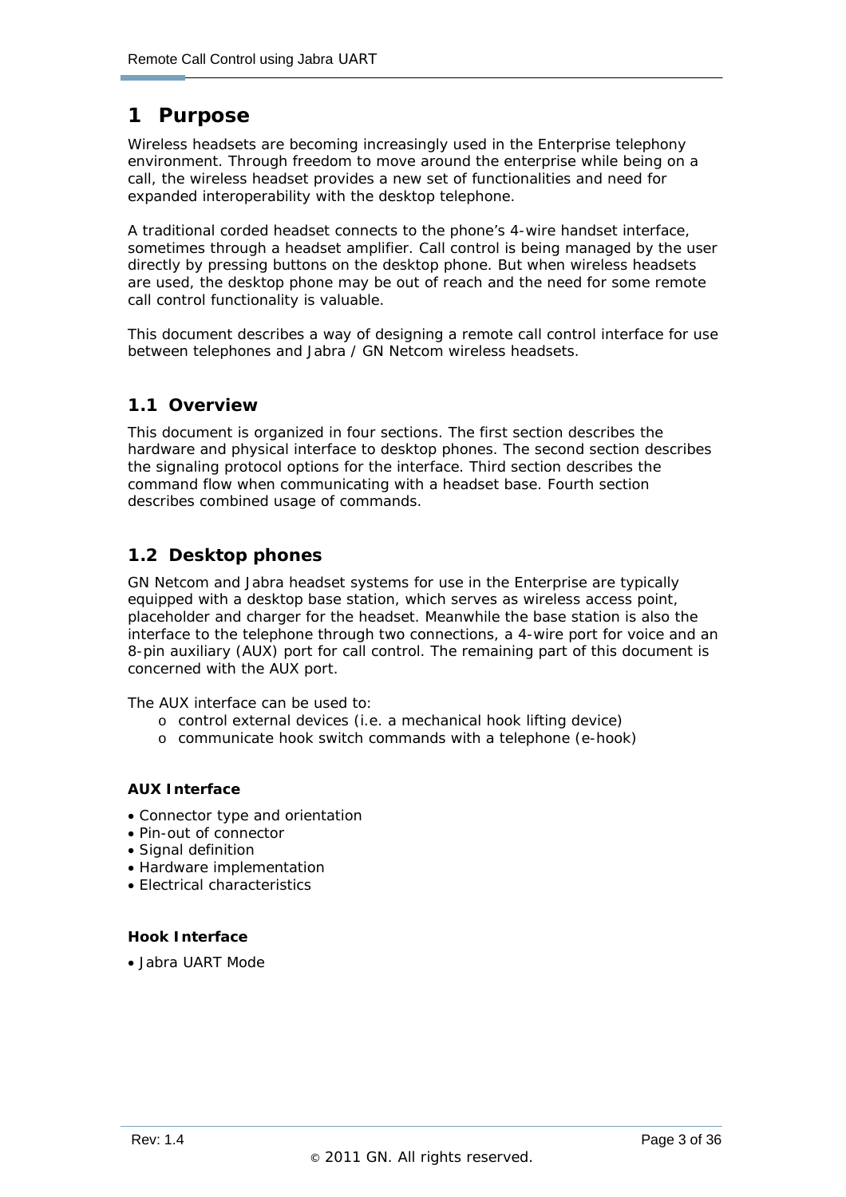# 1 Purpose

Wireless headsets are becoming increasingly used in the Enterprise telephony environment. Through freedom to move around the enterprise while being on a call, the wireless headset provides a new set of functionalities and need for expanded interoperability with the desktop telephone.

A traditional corded headset connects to the phone's 4-wire handset interface, sometimes through a headset amplifier. Call control is being managed by the user directly by pressing buttons on the desktop phone. But when wireless headsets are used, the desktop phone may be out of reach and the need for some remote call control functionality is valuable.

This document describes a way of designing a remote call control interface for use between telephones and Jabra / GN Netcom wireless headsets.

## 1.1 Overview

This document is organized in four sections. The first section describes the hardware and physical interface to desktop phones. The second section describes the signaling protocol options for the interface. Third section describes the command flow when communicating with a headset base. Fourth section describes combined usage of commands.

## 1.2 Desktop phones

GN Netcom and Jabra headset systems for use in the Enterprise are typically equipped with a desktop base station, which serves as wireless access point, placeholder and charger for the headset. Meanwhile the base station is also the interface to the telephone through two connections, a 4-wire port for voice and an 8-pin auxiliary (AUX) port for call control. The remaining part of this document is concerned with the AUX port.

The AUX interface can be used to:

- control external devices (i.e. a mechanical hook lifting device)
- communicate hook switch commands with a telephone (e-hook)

**AUX Interface**

- Connector type and orientation
- Pin-out of connector
- Signal definition
- Hardware implementation
- Electrical characteristics

**Hook Interface**

- Jabra UART Mode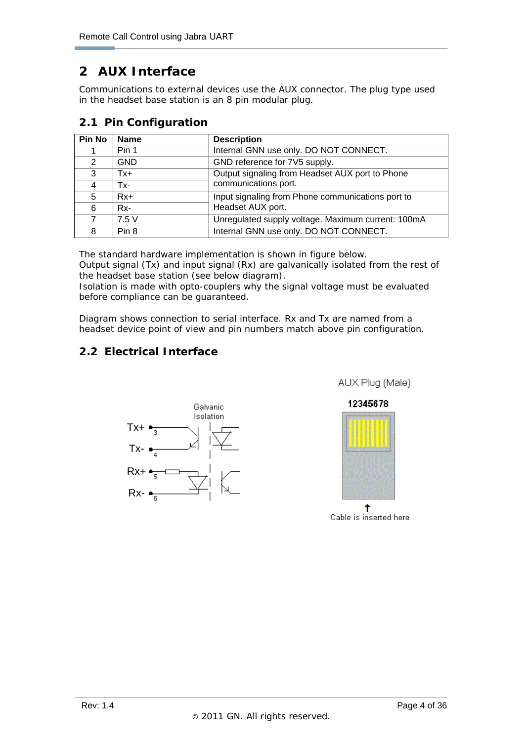# 2 AUX Interface

Communications to external devices use the AUX connector. The plug type used in the headset base station is an 8 pin modular plug.

## 2.1 Pin Configuration

| Pin No | Name | Description |
|---|---|---|
| 1 | Pin 1 | Internal GNN use only. DO NOT CONNECT. |
| 2 | GND | GND reference for 7V5 supply. |
| 3 | Tx+ | Output signaling from Headset AUX port to Phone communications port. |
| 4 | Tx- | |
| 5 | Rx+ | Input signaling from Phone communications port to Headset AUX port. |
| 6 | Rx- | |
| 7 | 7.5 V | Unregulated supply voltage. Maximum current: 100mA |
| 8 | Pin 8 | Internal GNN use only. DO NOT CONNECT. |

The standard hardware implementation is shown in figure below.
Output signal (Tx) and input signal (Rx) are galvanically isolated from the rest of the headset base station (see below diagram).
Isolation is made with opto-couplers why the signal voltage must be evaluated before compliance can be guaranteed.

Diagram shows connection to serial interface. Rx and Tx are named from a headset device point of view and pin numbers match above pin configuration.

## 2.2 Electrical Interface

Galvanic Isolation

Tx+ 3
Tx- 4
Rx+ 5
Rx- 6

AUX Plug (Male)

12345678

Cable is inserted here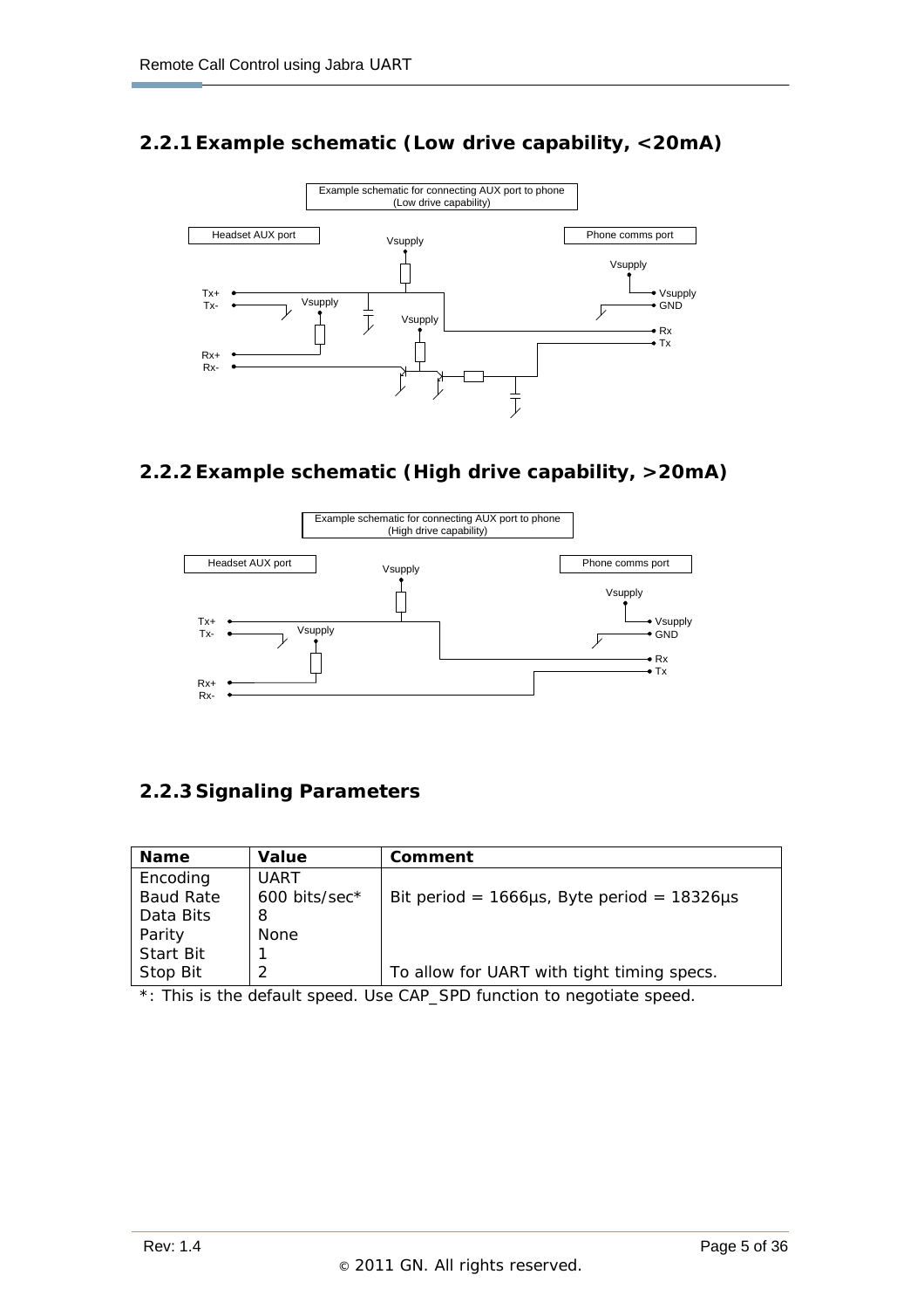### 2.2.1 Example schematic (Low drive capability, <20mA)

### 2.2.2 Example schematic (High drive capability, >20mA)

### 2.2.3 Signaling Parameters

| Name | Value | Comment |
|---|---|---|
| Encoding | UART | |
| Baud Rate | 600 bits/sec* | Bit period = 1666µs, Byte period = 18326µs |
| Data Bits | 8 | |
| Parity | None | |
| Start Bit | 1 | |
| Stop Bit | 2 | To allow for UART with tight timing specs. |

*: This is the default speed. Use CAP_SPD function to negotiate speed.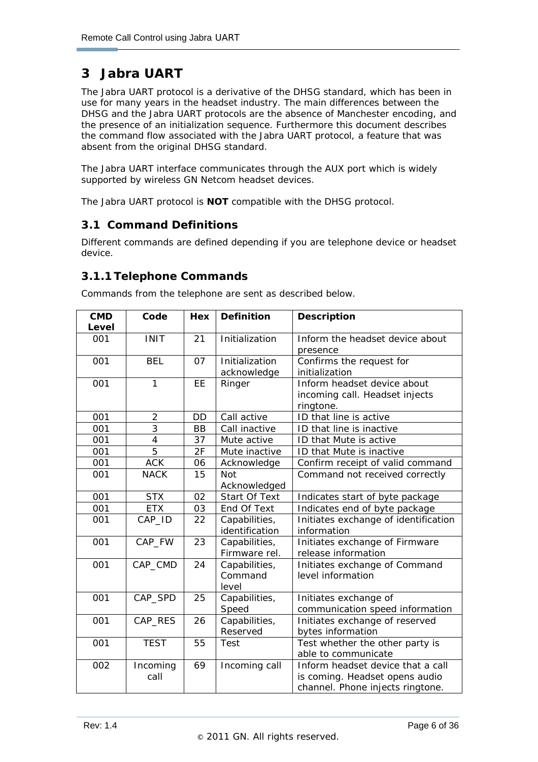# 3 Jabra UART

The Jabra UART protocol is a derivative of the DHSG standard, which has been in use for many years in the headset industry. The main differences between the DHSG and the Jabra UART protocols are the absence of Manchester encoding, and the presence of an initialization sequence. Furthermore this document describes the command flow associated with the Jabra UART protocol, a feature that was absent from the original DHSG standard.

The Jabra UART interface communicates through the AUX port which is widely supported by wireless GN Netcom headset devices.

The Jabra UART protocol is **NOT** compatible with the DHSG protocol.

## 3.1 Command Definitions

Different commands are defined depending if you are telephone device or headset device.

### 3.1.1 Telephone Commands

Commands from the telephone are sent as described below.

| CMD Level | Code | Hex | Definition | Description |
|---|---|---|---|---|
| 001 | INIT | 21 | Initialization | Inform the headset device about presence |
| 001 | BEL | 07 | Initialization acknowledge | Confirms the request for initialization |
| 001 | 1 | EE | Ringer | Inform headset device about incoming call. Headset injects ringtone. |
| 001 | 2 | DD | Call active | ID that line is active |
| 001 | 3 | BB | Call inactive | ID that line is inactive |
| 001 | 4 | 37 | Mute active | ID that Mute is active |
| 001 | 5 | 2F | Mute inactive | ID that Mute is inactive |
| 001 | ACK | 06 | Acknowledge | Confirm receipt of valid command |
| 001 | NACK | 15 | Not Acknowledged | Command not received correctly |
| 001 | STX | 02 | Start Of Text | Indicates start of byte package |
| 001 | ETX | 03 | End Of Text | Indicates end of byte package |
| 001 | CAP_ID | 22 | Capabilities, identification | Initiates exchange of identification information |
| 001 | CAP_FW | 23 | Capabilities, Firmware rel. | Initiates exchange of Firmware release information |
| 001 | CAP_CMD | 24 | Capabilities, Command level | Initiates exchange of Command level information |
| 001 | CAP_SPD | 25 | Capabilities, Speed | Initiates exchange of communication speed information |
| 001 | CAP_RES | 26 | Capabilities, Reserved | Initiates exchange of reserved bytes information |
| 001 | TEST | 55 | Test | Test whether the other party is able to communicate |
| 002 | Incoming call | 69 | Incoming call | Inform headset device that a call is coming. Headset opens audio channel. Phone injects ringtone. |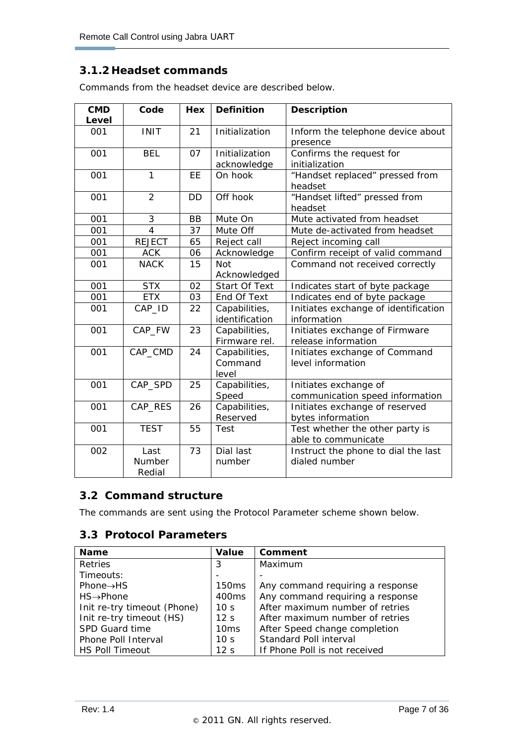### 3.1.2 Headset commands

Commands from the headset device are described below.

| CMD Level | Code | Hex | Definition | Description |
|---|---|---|---|---|
| 001 | INIT | 21 | Initialization | Inform the telephone device about presence |
| 001 | BEL | 07 | Initialization acknowledge | Confirms the request for initialization |
| 001 | 1 | EE | On hook | “Handset replaced” pressed from headset |
| 001 | 2 | DD | Off hook | “Handset lifted” pressed from headset |
| 001 | 3 | BB | Mute On | Mute activated from headset |
| 001 | 4 | 37 | Mute Off | Mute de-activated from headset |
| 001 | REJECT | 65 | Reject call | Reject incoming call |
| 001 | ACK | 06 | Acknowledge | Confirm receipt of valid command |
| 001 | NACK | 15 | Not Acknowledged | Command not received correctly |
| 001 | STX | 02 | Start Of Text | Indicates start of byte package |
| 001 | ETX | 03 | End Of Text | Indicates end of byte package |
| 001 | CAP_ID | 22 | Capabilities, identification | Initiates exchange of identification information |
| 001 | CAP_FW | 23 | Capabilities, Firmware rel. | Initiates exchange of Firmware release information |
| 001 | CAP_CMD | 24 | Capabilities, Command level | Initiates exchange of Command level information |
| 001 | CAP_SPD | 25 | Capabilities, Speed | Initiates exchange of communication speed information |
| 001 | CAP_RES | 26 | Capabilities, Reserved | Initiates exchange of reserved bytes information |
| 001 | TEST | 55 | Test | Test whether the other party is able to communicate |
| 002 | Last Number Redial | 73 | Dial last number | Instruct the phone to dial the last dialed number |

## 3.2 Command structure

The commands are sent using the Protocol Parameter scheme shown below.

## 3.3 Protocol Parameters

| Name | Value | Comment |
|---|---|---|
| Retries | 3 | Maximum |
| Timeouts: | - | - |
| Phone→HS | 150ms | Any command requiring a response |
| HS→Phone | 400ms | Any command requiring a response |
| Init re-try timeout (Phone) | 10 s | After maximum number of retries |
| Init re-try timeout (HS) | 12 s | After maximum number of retries |
| SPD Guard time | 10ms | After Speed change completion |
| Phone Poll Interval | 10 s | Standard Poll interval |
| HS Poll Timeout | 12 s | If Phone Poll is not received |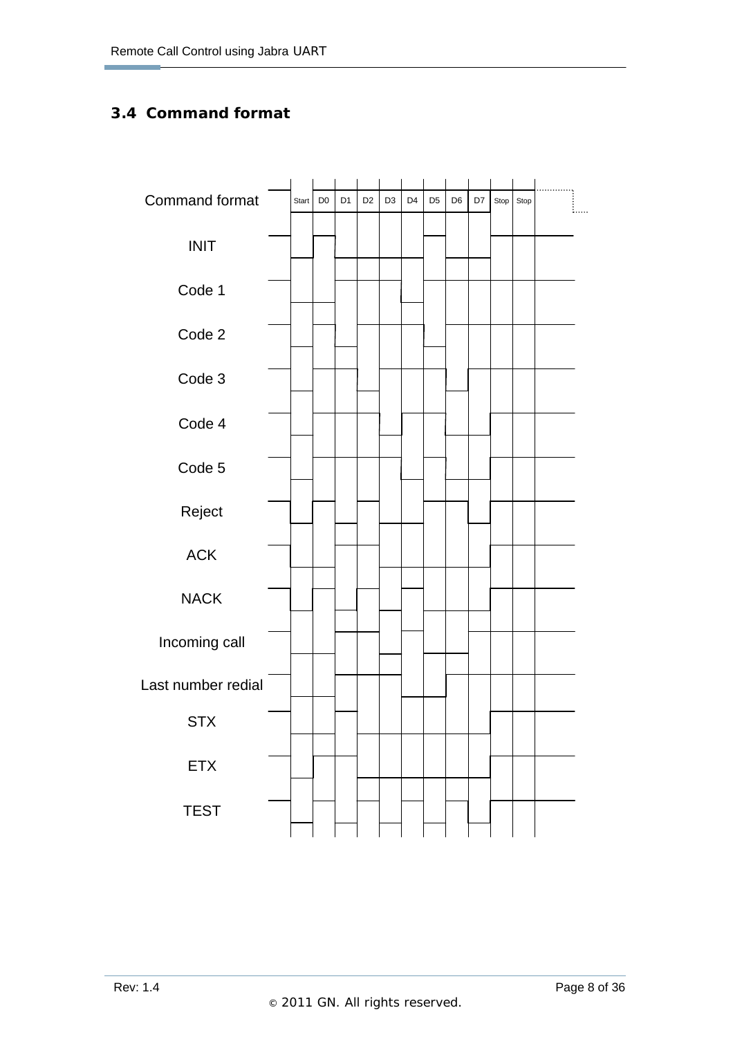## 3.4 Command format

Command format | Start | D0 | D1 | D2 | D3 | D4 | D5 | D6 | D7 | Stop | Stop

INIT

Code 1

Code 2

Code 3

Code 4

Code 5

Reject

ACK

NACK

Incoming call

Last number redial

STX

ETX

TEST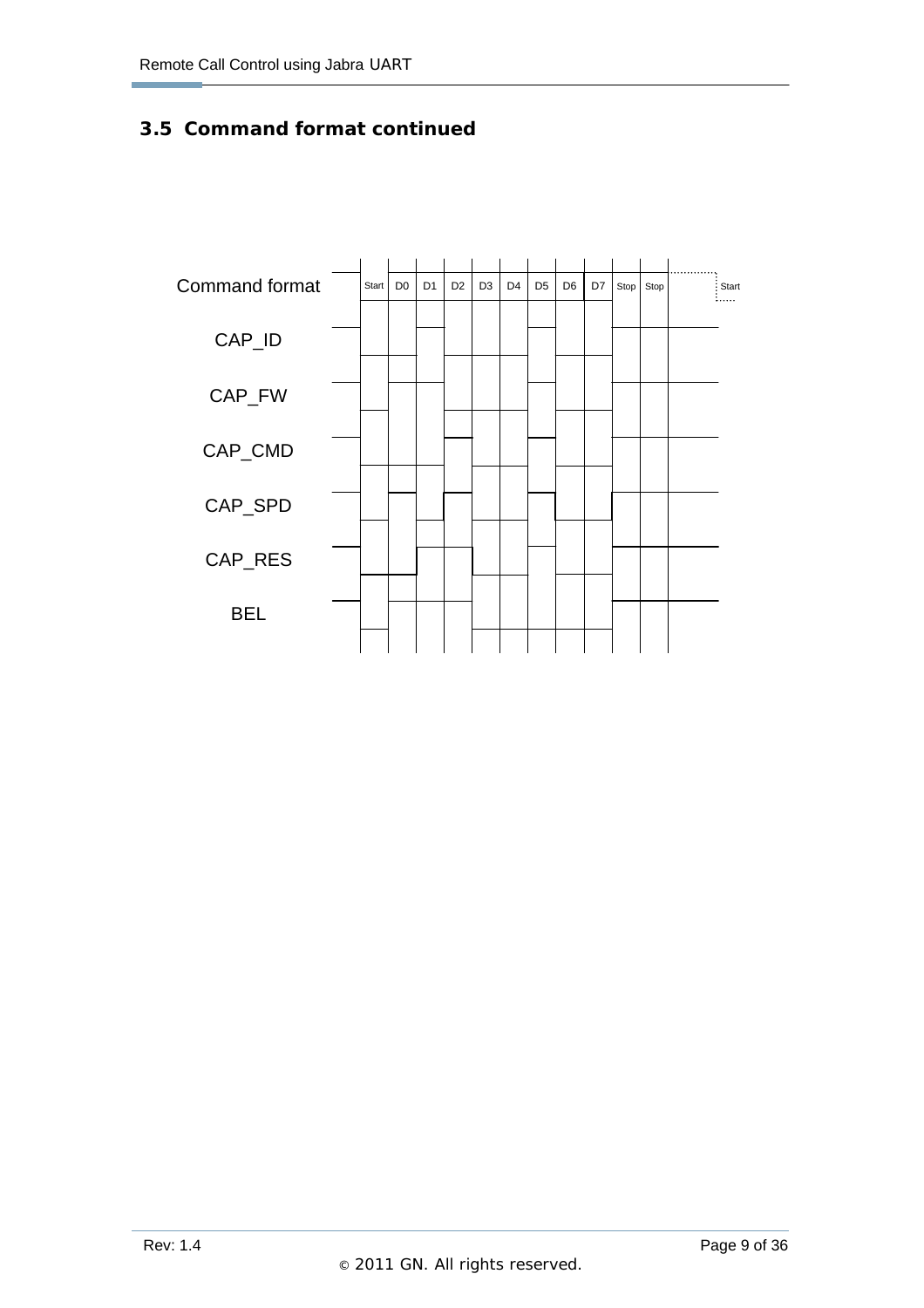### 3.5 Command format continued

| Command format | Start | D0 | D1 | D2 | D3 | D4 | D5 | D6 | D7 | Stop | Stop | Start |
|---|---|---|---|---|---|---|---|---|---|---|---|---|
| CAP_ID | | | | | | | | | | | | |
| CAP_FW | | | | | | | | | | | | |
| CAP_CMD | | | | | | | | | | | | |
| CAP_SPD | | | | | | | | | | | | |
| CAP_RES | | | | | | | | | | | | |
| BEL | | | | | | | | | | | | |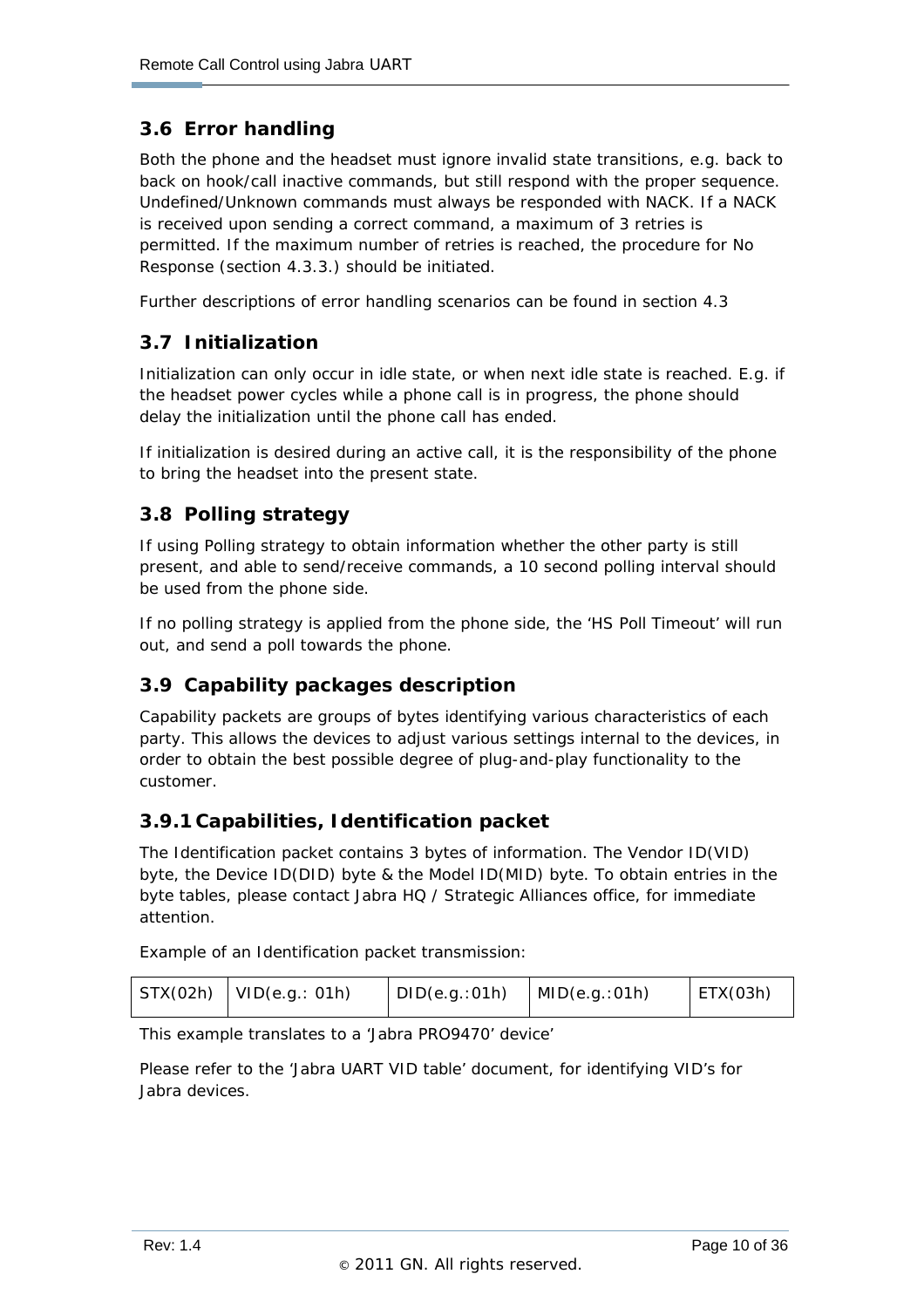## 3.6 Error handling

Both the phone and the headset must ignore invalid state transitions, e.g. back to back on hook/call inactive commands, but still respond with the proper sequence. Undefined/Unknown commands must always be responded with NACK. If a NACK is received upon sending a correct command, a maximum of 3 retries is permitted. If the maximum number of retries is reached, the procedure for No Response (section 4.3.3.) should be initiated.

Further descriptions of error handling scenarios can be found in section 4.3

## 3.7 Initialization

Initialization can only occur in idle state, or when next idle state is reached. E.g. if the headset power cycles while a phone call is in progress, the phone should delay the initialization until the phone call has ended.

If initialization is desired during an active call, it is the responsibility of the phone to bring the headset into the present state.

## 3.8 Polling strategy

If using Polling strategy to obtain information whether the other party is still present, and able to send/receive commands, a 10 second polling interval should be used from the phone side.

If no polling strategy is applied from the phone side, the 'HS Poll Timeout' will run out, and send a poll towards the phone.

## 3.9 Capability packages description

Capability packets are groups of bytes identifying various characteristics of each party. This allows the devices to adjust various settings internal to the devices, in order to obtain the best possible degree of plug-and-play functionality to the customer.

### 3.9.1 Capabilities, Identification packet

The Identification packet contains 3 bytes of information. The Vendor ID(VID) byte, the Device ID(DID) byte & the Model ID(MID) byte. To obtain entries in the byte tables, please contact Jabra HQ / Strategic Alliances office, for immediate attention.

Example of an Identification packet transmission:

| STX(02h) | VID(e.g.: 01h) | DID(e.g.:01h) | MID(e.g.:01h) | ETX(03h) |
|---|---|---|---|---|

This example translates to a 'Jabra PRO9470' device'

Please refer to the 'Jabra UART VID table' document, for identifying VID's for Jabra devices.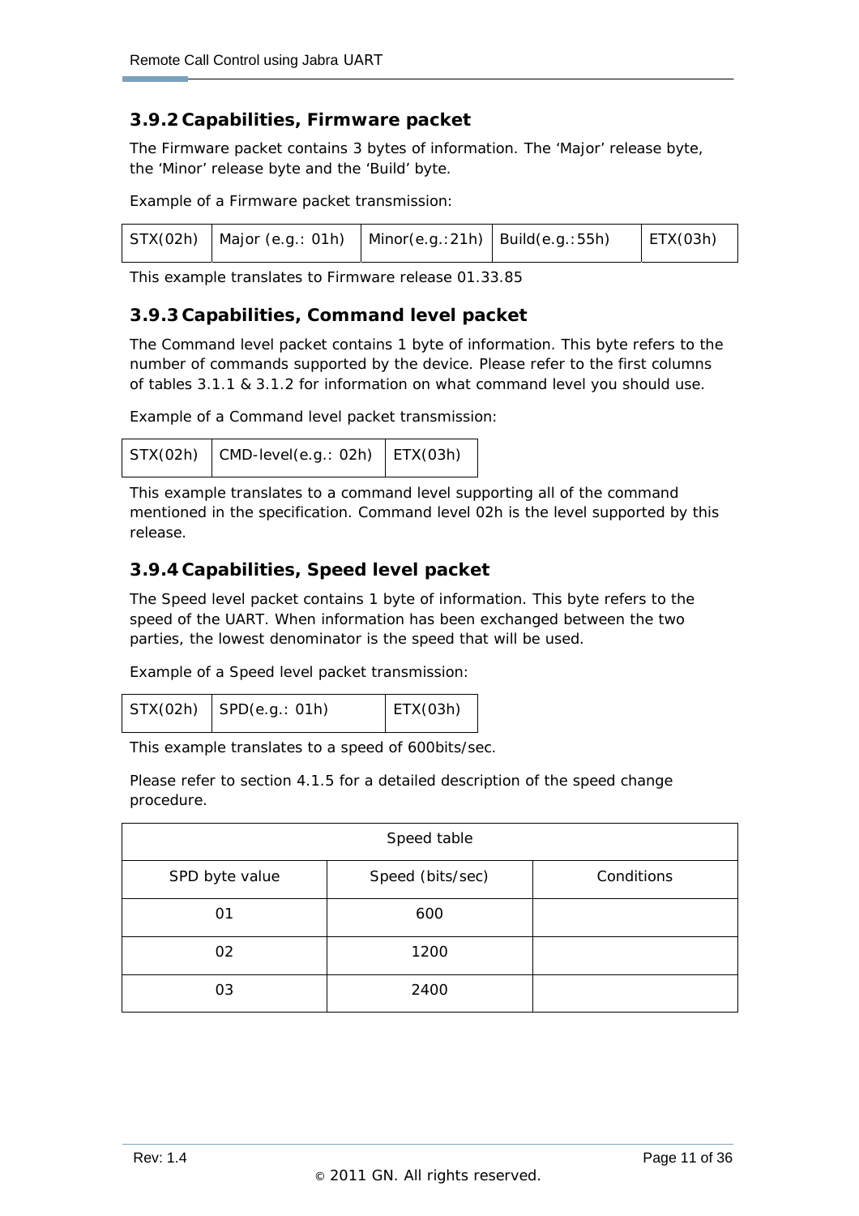### 3.9.2 Capabilities, Firmware packet

The Firmware packet contains 3 bytes of information. The 'Major' release byte, the 'Minor' release byte and the 'Build' byte.

Example of a Firmware packet transmission:

| STX(02h) | Major (e.g.: 01h) | Minor(e.g.:21h) | Build(e.g.:55h) | ETX(03h) |
|---|---|---|---|---|

This example translates to Firmware release 01.33.85

### 3.9.3 Capabilities, Command level packet

The Command level packet contains 1 byte of information. This byte refers to the number of commands supported by the device. Please refer to the first columns of tables 3.1.1 & 3.1.2 for information on what command level you should use.

Example of a Command level packet transmission:

| STX(02h) | CMD-level(e.g.: 02h) | ETX(03h) |
|---|---|---|

This example translates to a command level supporting all of the command mentioned in the specification. Command level 02h is the level supported by this release.

### 3.9.4 Capabilities, Speed level packet

The Speed level packet contains 1 byte of information. This byte refers to the speed of the UART. When information has been exchanged between the two parties, the lowest denominator is the speed that will be used.

Example of a Speed level packet transmission:

| STX(02h) | SPD(e.g.: 01h) | ETX(03h) |
|---|---|---|

This example translates to a speed of 600bits/sec.

Please refer to section 4.1.5 for a detailed description of the speed change procedure.

| Speed table | | |
|---|---|---|
| SPD byte value | Speed (bits/sec) | Conditions |
| 01 | 600 | |
| 02 | 1200 | |
| 03 | 2400 | |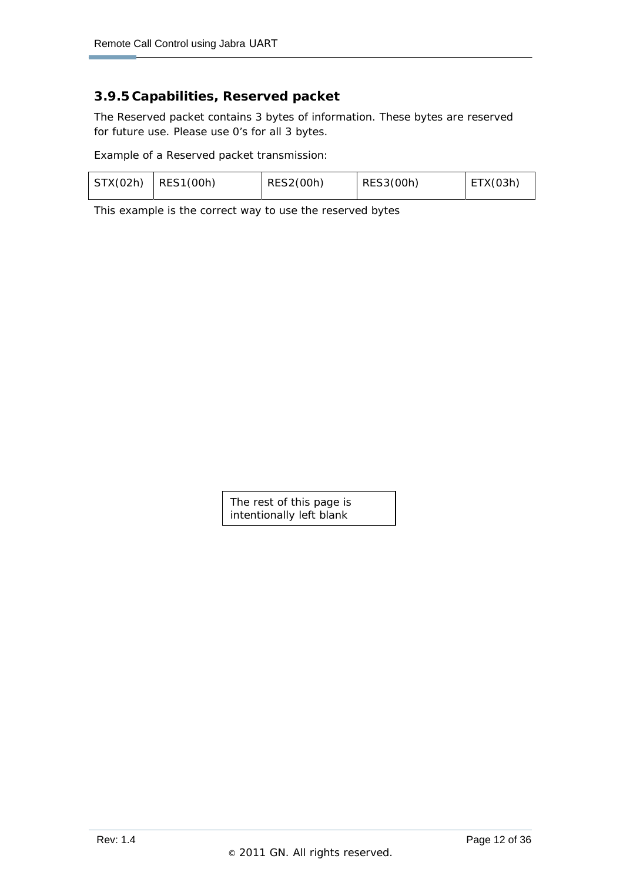### 3.9.5 Capabilities, Reserved packet

The Reserved packet contains 3 bytes of information. These bytes are reserved for future use. Please use 0's for all 3 bytes.

Example of a Reserved packet transmission:

| STX(02h) | RES1(00h) | RES2(00h) | RES3(00h) | ETX(03h) |
|---|---|---|---|---|

This example is the correct way to use the reserved bytes

The rest of this page is intentionally left blank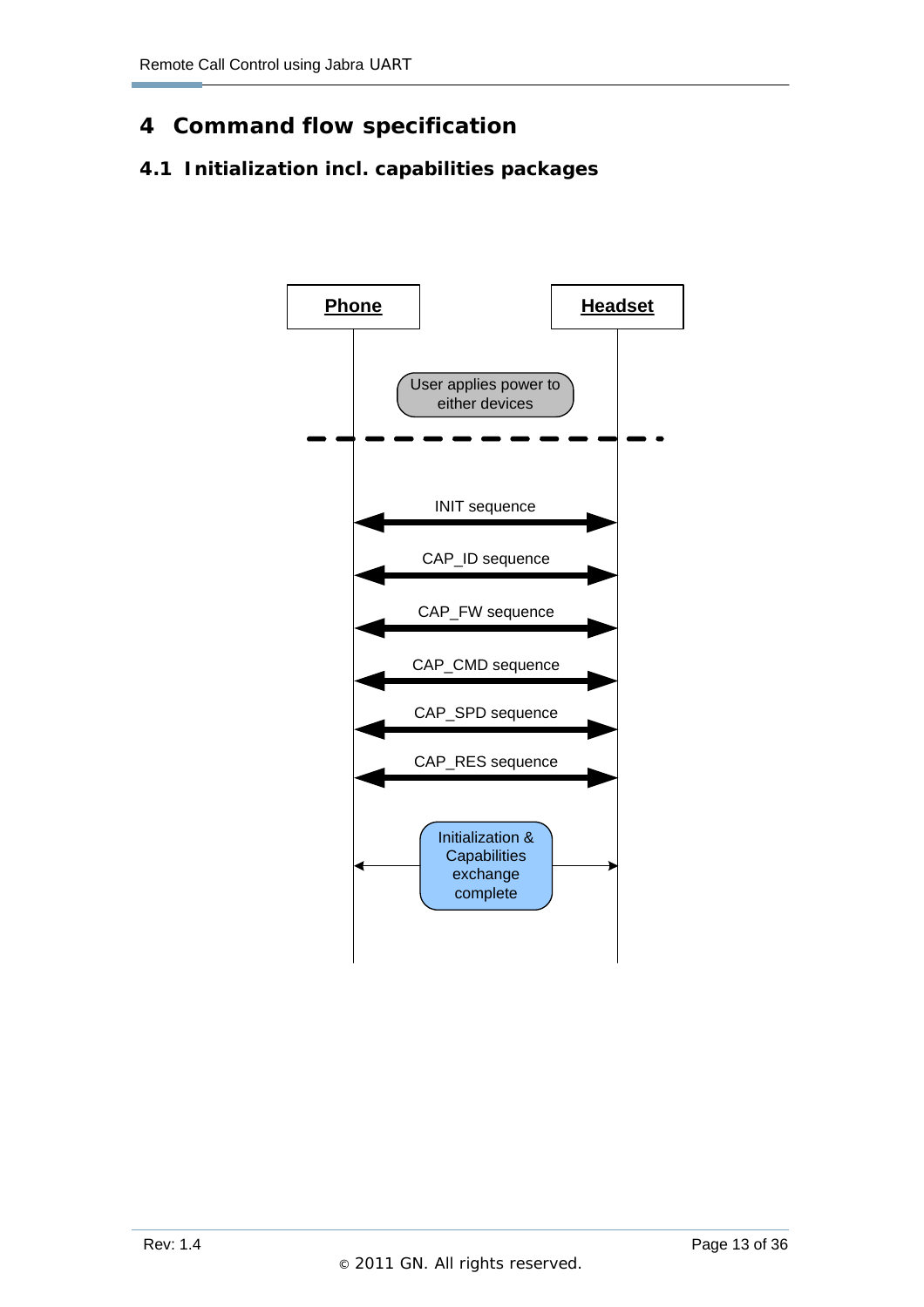# 4 Command flow specification

## 4.1 Initialization incl. capabilities packages

**Phone** — **Headset**

User applies power to either devices

INIT sequence

CAP_ID sequence

CAP_FW sequence

CAP_CMD sequence

CAP_SPD sequence

CAP_RES sequence

Initialization & Capabilities exchange complete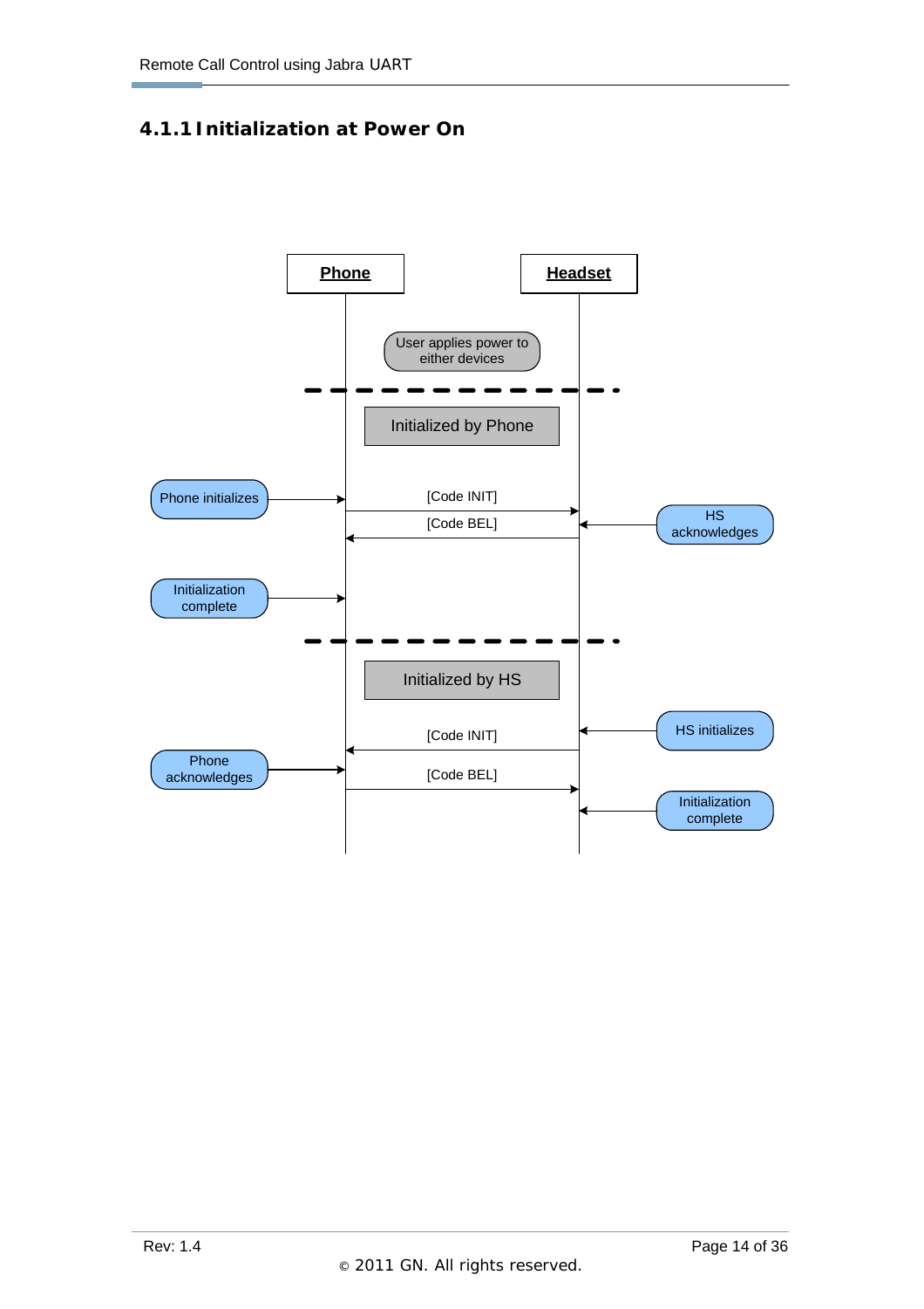### 4.1.1 Initialization at Power On

**Phone** | **Headset**

User applies power to either devices

Initialized by Phone

Phone initializes

[Code INIT]

[Code BEL]

HS acknowledges

Initialization complete

Initialized by HS

HS initializes

[Code INIT]

Phone acknowledges

[Code BEL]

Initialization complete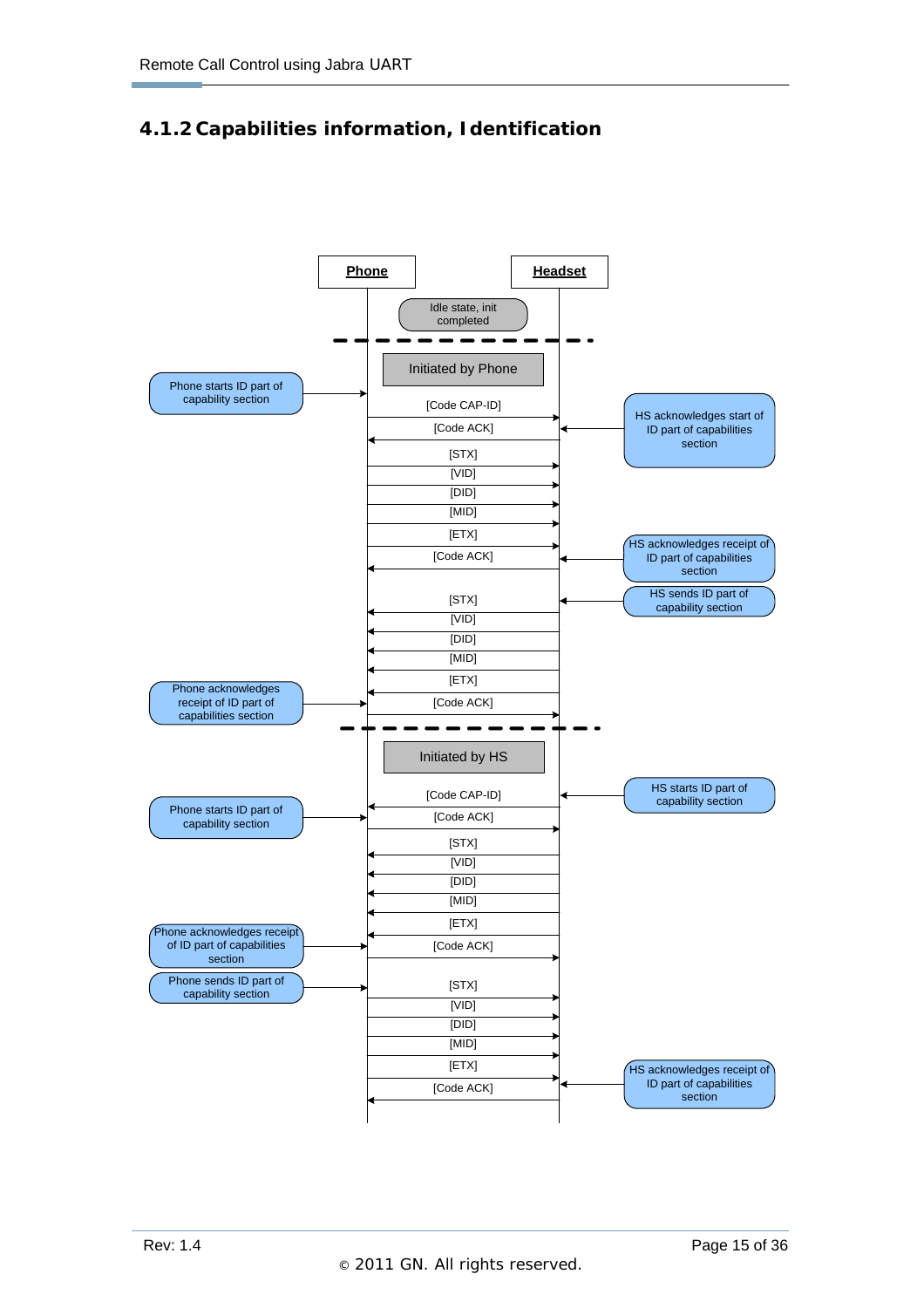### 4.1.2 Capabilities information, Identification

**Phone** | **Headset**

Idle state, init completed

**Initiated by Phone**

| Phone side | Message | Direction | Headset side |
| --- | --- | --- | --- |
| Phone starts ID part of capability section | [Code CAP-ID] | Phone → Headset | |
| | [Code ACK] | Headset → Phone | HS acknowledges start of ID part of capabilities section |
| | [STX] | Phone → Headset | |
| | [VID] | Phone → Headset | |
| | [DID] | Phone → Headset | |
| | [MID] | Phone → Headset | |
| | [ETX] | Phone → Headset | |
| | [Code ACK] | Headset → Phone | HS acknowledges receipt of ID part of capabilities section |
| | [STX] | Headset → Phone | HS sends ID part of capability section |
| | [VID] | Headset → Phone | |
| | [DID] | Headset → Phone | |
| | [MID] | Headset → Phone | |
| | [ETX] | Headset → Phone | |
| Phone acknowledges receipt of ID part of capabilities section | [Code ACK] | Phone → Headset | |

**Initiated by HS**

| Phone side | Message | Direction | Headset side |
| --- | --- | --- | --- |
| | [Code CAP-ID] | Headset → Phone | HS starts ID part of capability section |
| Phone starts ID part of capability section | [Code ACK] | Phone → Headset | |
| | [STX] | Headset → Phone | |
| | [VID] | Headset → Phone | |
| | [DID] | Headset → Phone | |
| | [MID] | Headset → Phone | |
| | [ETX] | Headset → Phone | |
| Phone acknowledges receipt of ID part of capabilities section | [Code ACK] | Phone → Headset | |
| Phone sends ID part of capability section | [STX] | Phone → Headset | |
| | [VID] | Phone → Headset | |
| | [DID] | Phone → Headset | |
| | [MID] | Phone → Headset | |
| | [ETX] | Phone → Headset | |
| | [Code ACK] | Headset → Phone | HS acknowledges receipt of ID part of capabilities section |

Rev: 1.4

© 2011 GN. All rights reserved.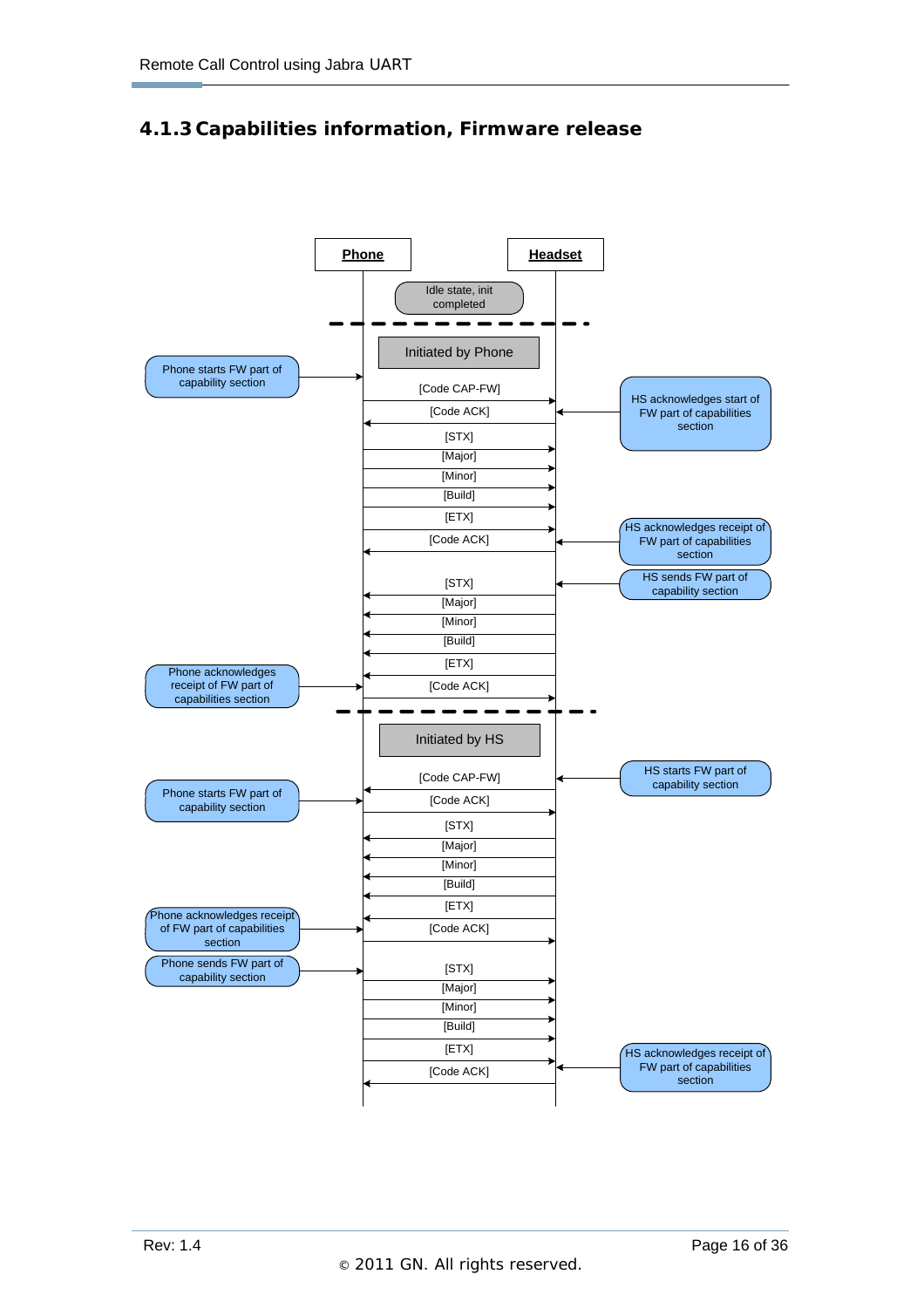## 4.1.3 Capabilities information, Firmware release

Phone | Headset

Idle state, init completed

**Initiated by Phone**

| Phone annotation | Message | Direction | Headset annotation |
|---|---|---|---|
| Phone starts FW part of capability section | [Code CAP-FW] | Phone → Headset | |
| | [Code ACK] | Headset → Phone | HS acknowledges start of FW part of capabilities section |
| | [STX] | Phone → Headset | |
| | [Major] | Phone → Headset | |
| | [Minor] | Phone → Headset | |
| | [Build] | Phone → Headset | |
| | [ETX] | Phone → Headset | |
| | [Code ACK] | Headset → Phone | HS acknowledges receipt of FW part of capabilities section |
| | [STX] | Headset → Phone | HS sends FW part of capability section |
| | [Major] | Headset → Phone | |
| | [Minor] | Headset → Phone | |
| | [Build] | Headset → Phone | |
| | [ETX] | Headset → Phone | |
| Phone acknowledges receipt of FW part of capabilities section | [Code ACK] | Phone → Headset | |

**Initiated by HS**

| Phone annotation | Message | Direction | Headset annotation |
|---|---|---|---|
| | [Code CAP-FW] | Headset → Phone | HS starts FW part of capability section |
| Phone starts FW part of capability section | [Code ACK] | Phone → Headset | |
| | [STX] | Headset → Phone | |
| | [Major] | Headset → Phone | |
| | [Minor] | Headset → Phone | |
| | [Build] | Headset → Phone | |
| | [ETX] | Headset → Phone | |
| Phone acknowledges receipt of FW part of capabilities section | [Code ACK] | Phone → Headset | |
| Phone sends FW part of capability section | [STX] | Phone → Headset | |
| | [Major] | Phone → Headset | |
| | [Minor] | Phone → Headset | |
| | [Build] | Phone → Headset | |
| | [ETX] | Phone → Headset | |
| | [Code ACK] | Headset → Phone | HS acknowledges receipt of FW part of capabilities section |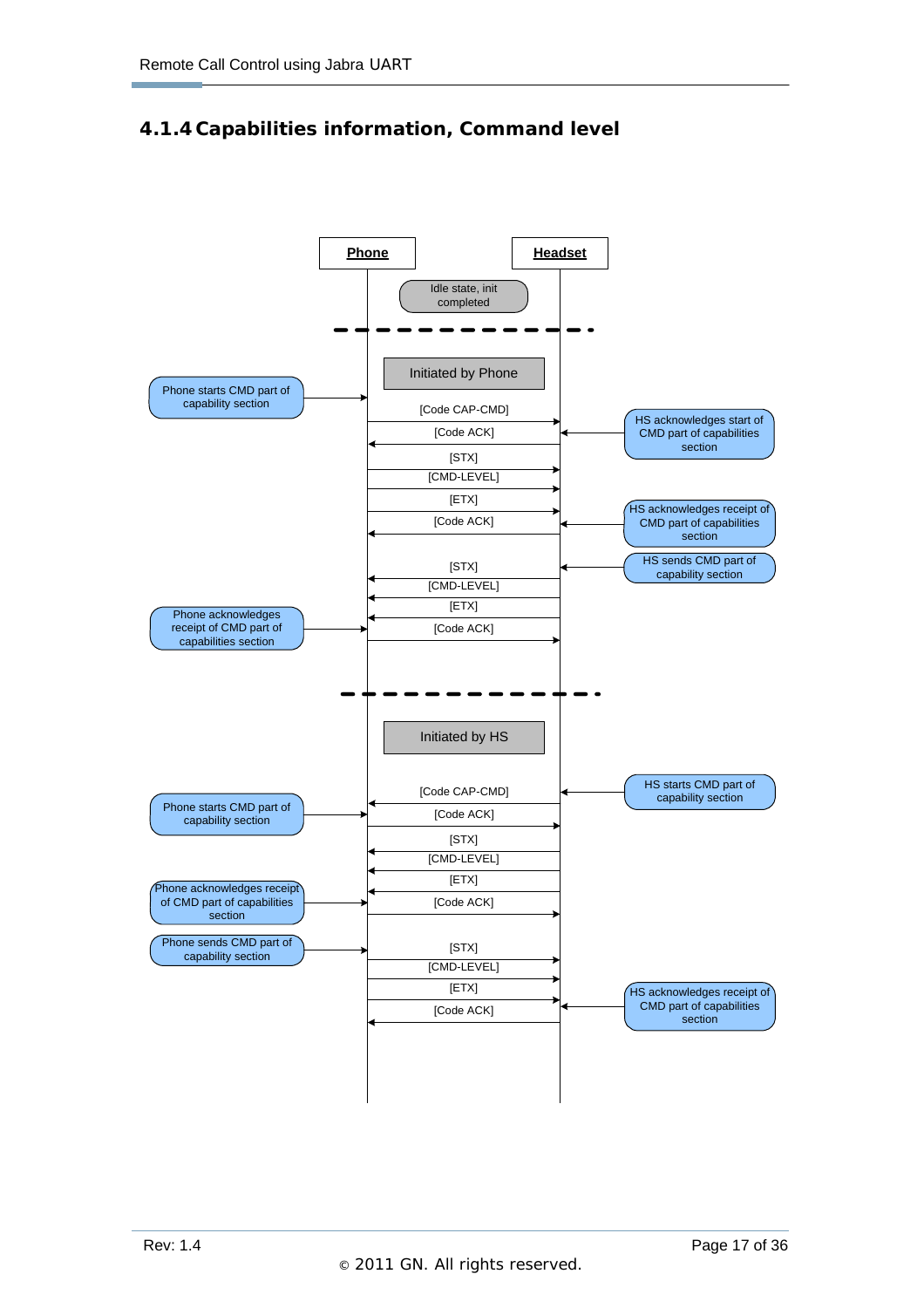### 4.1.4 Capabilities information, Command level

Phone | Headset

Idle state, init completed

**Initiated by Phone**

- Phone starts CMD part of capability section → [Code CAP-CMD] (Phone → Headset)
- [Code ACK] (Headset → Phone) ← HS acknowledges start of CMD part of capabilities section
- [STX] (Phone → Headset)
- [CMD-LEVEL] (Phone → Headset)
- [ETX] (Phone → Headset)
- [Code ACK] (Headset → Phone) ← HS acknowledges receipt of CMD part of capabilities section
- [STX] (Headset → Phone) ← HS sends CMD part of capability section
- [CMD-LEVEL] (Headset → Phone)
- [ETX] (Headset → Phone)
- Phone acknowledges receipt of CMD part of capabilities section → [Code ACK] (Phone → Headset)

**Initiated by HS**

- [Code CAP-CMD] (Headset → Phone) ← HS starts CMD part of capability section
- Phone starts CMD part of capability section → [Code ACK] (Phone → Headset)
- [STX] (Headset → Phone)
- [CMD-LEVEL] (Headset → Phone)
- [ETX] (Headset → Phone)
- Phone acknowledges receipt of CMD part of capabilities section → [Code ACK] (Phone → Headset)
- Phone sends CMD part of capability section → [STX] (Phone → Headset)
- [CMD-LEVEL] (Phone → Headset)
- [ETX] (Phone → Headset)
- [Code ACK] (Headset → Phone) ← HS acknowledges receipt of CMD part of capabilities section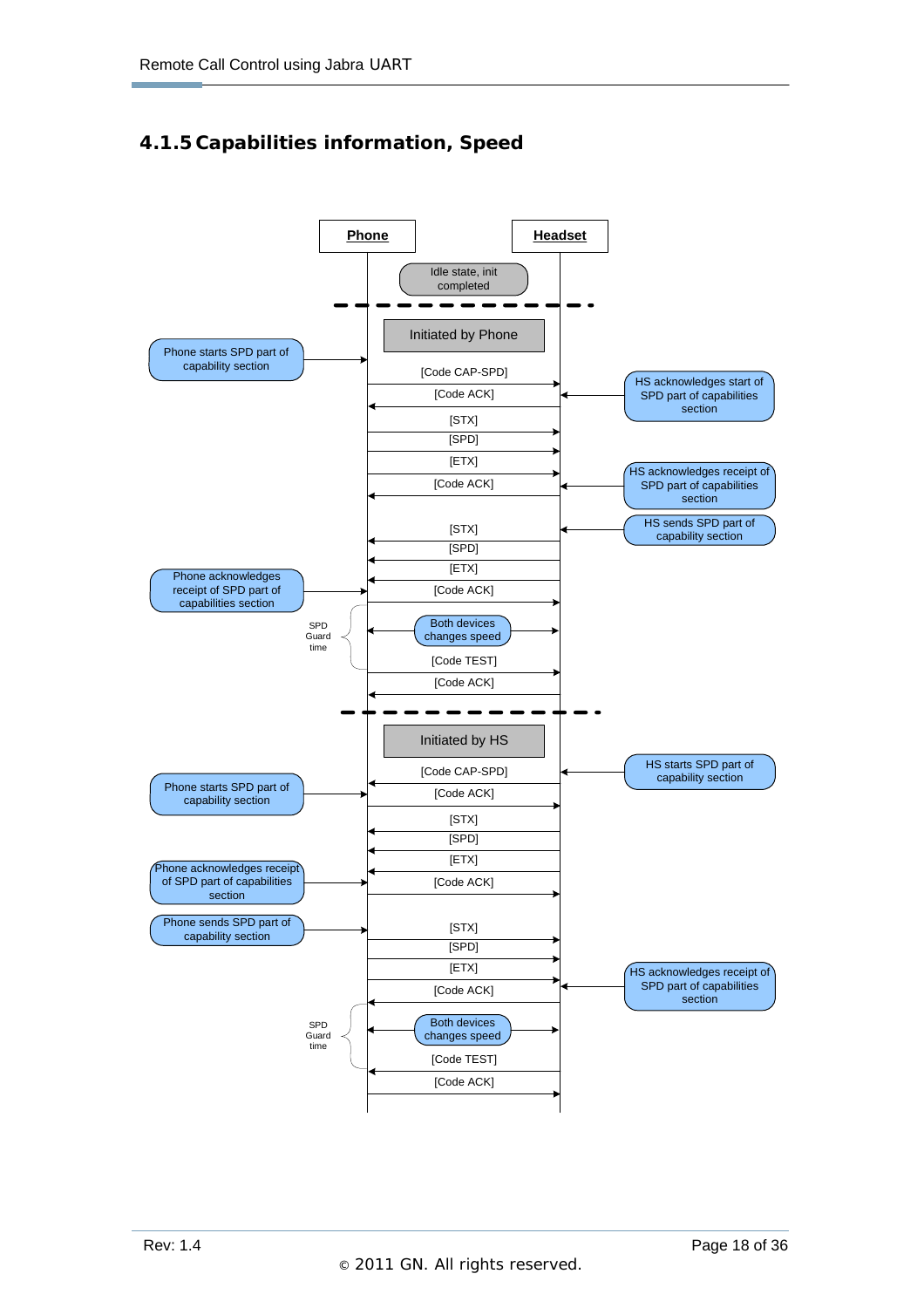### 4.1.5 Capabilities information, Speed

Phone | Headset

Idle state, init completed

**Initiated by Phone**

- Phone starts SPD part of capability section → [Code CAP-SPD] (Phone → Headset)
- [Code ACK] (Headset → Phone) ← HS acknowledges start of SPD part of capabilities section
- [STX] (Phone → Headset)
- [SPD] (Phone → Headset)
- [ETX] (Phone → Headset)
- [Code ACK] (Headset → Phone) ← HS acknowledges receipt of SPD part of capabilities section
- HS sends SPD part of capability section → [STX] (Headset → Phone)
- [SPD] (Headset → Phone)
- [ETX] (Headset → Phone)
- Phone acknowledges receipt of SPD part of capabilities section → [Code ACK] (Phone → Headset)
- SPD Guard time: Both devices changes speed
- [Code TEST] (Phone → Headset)
- [Code ACK] (Headset → Phone)

**Initiated by HS**

- HS starts SPD part of capability section → [Code CAP-SPD] (Headset → Phone)
- Phone starts SPD part of capability section → [Code ACK] (Phone → Headset)
- [STX] (Headset → Phone)
- [SPD] (Headset → Phone)
- [ETX] (Headset → Phone)
- Phone acknowledges receipt of SPD part of capabilities section → [Code ACK] (Phone → Headset)
- Phone sends SPD part of capability section → [STX] (Phone → Headset)
- [SPD] (Phone → Headset)
- [ETX] (Phone → Headset)
- [Code ACK] (Headset → Phone) ← HS acknowledges receipt of SPD part of capabilities section
- SPD Guard time: Both devices changes speed
- [Code TEST] (Headset → Phone)
- [Code ACK] (Phone → Headset)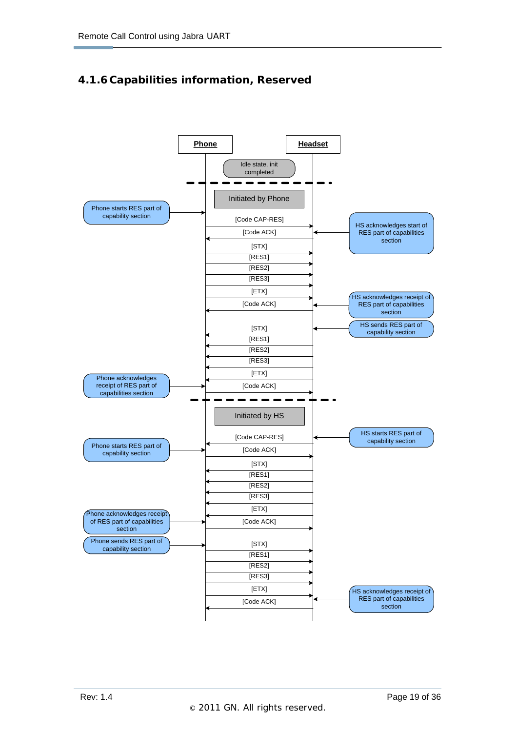### 4.1.6 Capabilities information, Reserved

**Phone** | **Headset**

Idle state, init completed

**Initiated by Phone**

| Phone note | Phone | Message | Headset | Headset note |
|---|---|---|---|---|
| Phone starts RES part of capability section | → | [Code CAP-RES] | → | |
| | ← | [Code ACK] | ← | HS acknowledges start of RES part of capabilities section |
| | → | [STX] | → | |
| | → | [RES1] | → | |
| | → | [RES2] | → | |
| | → | [RES3] | → | |
| | → | [ETX] | → | |
| | ← | [Code ACK] | ← | HS acknowledges receipt of RES part of capabilities section |
| | ← | [STX] | ← | HS sends RES part of capability section |
| | ← | [RES1] | ← | |
| | ← | [RES2] | ← | |
| | ← | [RES3] | ← | |
| | ← | [ETX] | ← | |
| Phone acknowledges receipt of RES part of capabilities section | → | [Code ACK] | → | |

**Initiated by HS**

| Phone note | Phone | Message | Headset | Headset note |
|---|---|---|---|---|
| | ← | [Code CAP-RES] | ← | HS starts RES part of capability section |
| Phone starts RES part of capability section | → | [Code ACK] | → | |
| | ← | [STX] | ← | |
| | ← | [RES1] | ← | |
| | ← | [RES2] | ← | |
| | ← | [RES3] | ← | |
| | ← | [ETX] | ← | |
| Phone acknowledges receipt of RES part of capabilities section | → | [Code ACK] | → | |
| Phone sends RES part of capability section | → | [STX] | → | |
| | → | [RES1] | → | |
| | → | [RES2] | → | |
| | → | [RES3] | → | |
| | → | [ETX] | → | |
| | ← | [Code ACK] | ← | HS acknowledges receipt of RES part of capabilities section |

© 2011 GN. All rights reserved.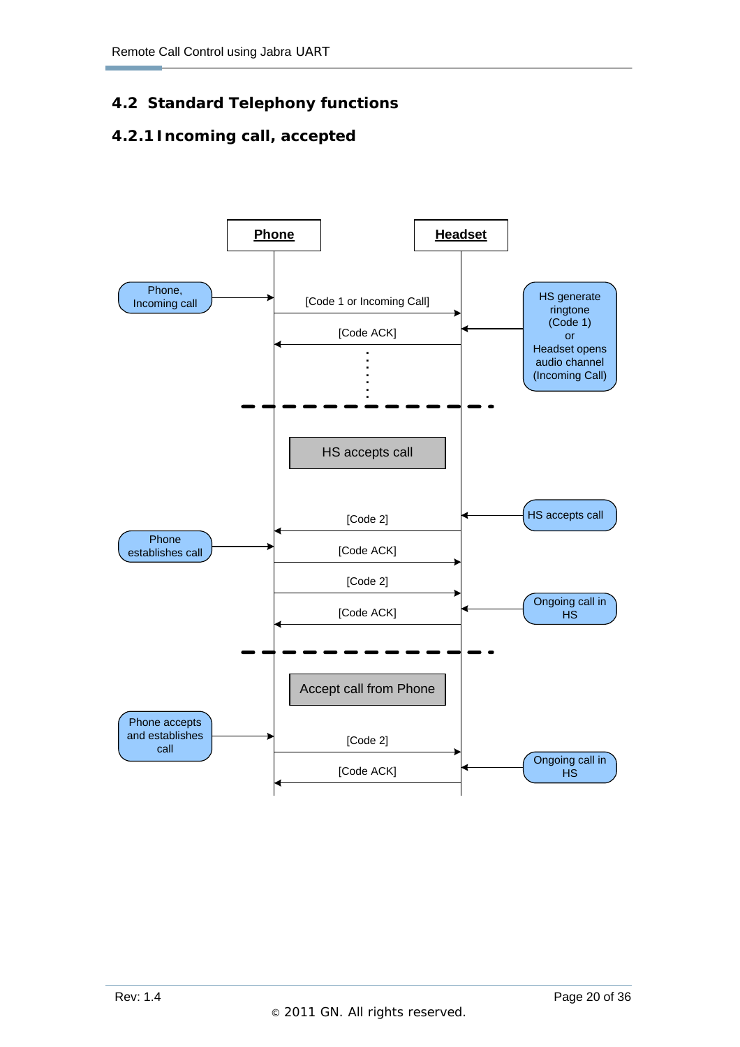## 4.2 Standard Telephony functions

### 4.2.1 Incoming call, accepted

**Phone** | **Headset**

Phone, Incoming call → Phone

Phone → Headset: [Code 1 or Incoming Call]

Headset → Phone: [Code ACK]

HS generate ringtone (Code 1) or Headset opens audio channel (Incoming Call) → Headset

---

**HS accepts call**

HS accepts call → Headset

Headset → Phone: [Code 2]

Phone establishes call → Phone

Phone → Headset: [Code ACK]

Phone → Headset: [Code 2]

Ongoing call in HS → Headset

Headset → Phone: [Code ACK]

---

**Accept call from Phone**

Phone accepts and establishes call → Phone

Phone → Headset: [Code 2]

Ongoing call in HS → Headset

Headset → Phone: [Code ACK]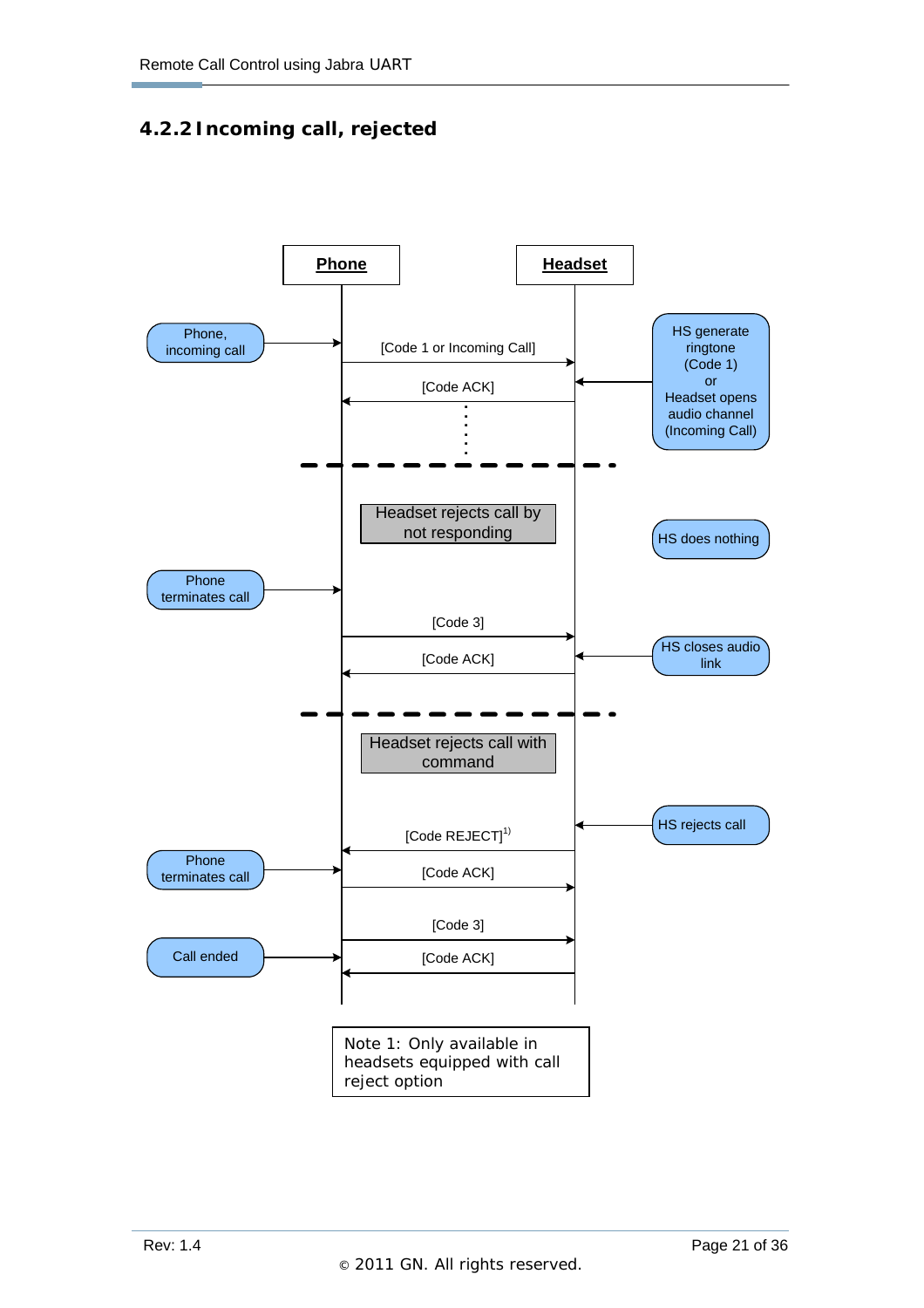### 4.2.2 Incoming call, rejected

**Phone** | **Headset**

Phone, incoming call → Phone

[Code 1 or Incoming Call] (Phone → Headset)

HS generate ringtone (Code 1) or Headset opens audio channel (Incoming Call) → Headset

[Code ACK] (Headset → Phone)

---

Headset rejects call by not responding

HS does nothing

Phone terminates call → Phone

[Code 3] (Phone → Headset)

HS closes audio link → Headset

[Code ACK] (Headset → Phone)

---

Headset rejects call with command

HS rejects call → Headset

[Code REJECT][1)] (Headset → Phone)

Phone terminates call → Phone

[Code ACK] (Phone → Headset)

[Code 3] (Phone → Headset)

Call ended → Phone

[Code ACK] (Headset → Phone)

Note 1: Only available in headsets equipped with call reject option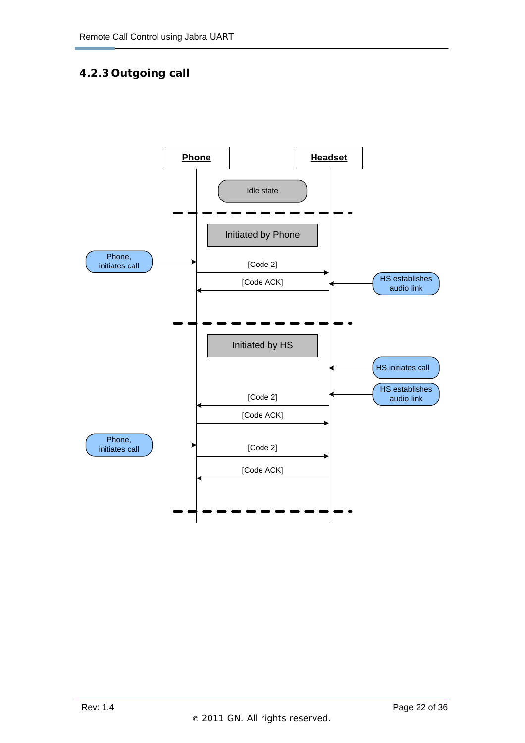### 4.2.3 Outgoing call

Phone | Headset

Idle state

Initiated by Phone

Phone, initiates call

[Code 2]

[Code ACK]

HS establishes audio link

Initiated by HS

HS initiates call

HS establishes audio link

[Code 2]

[Code ACK]

Phone, initiates call

[Code 2]

[Code ACK]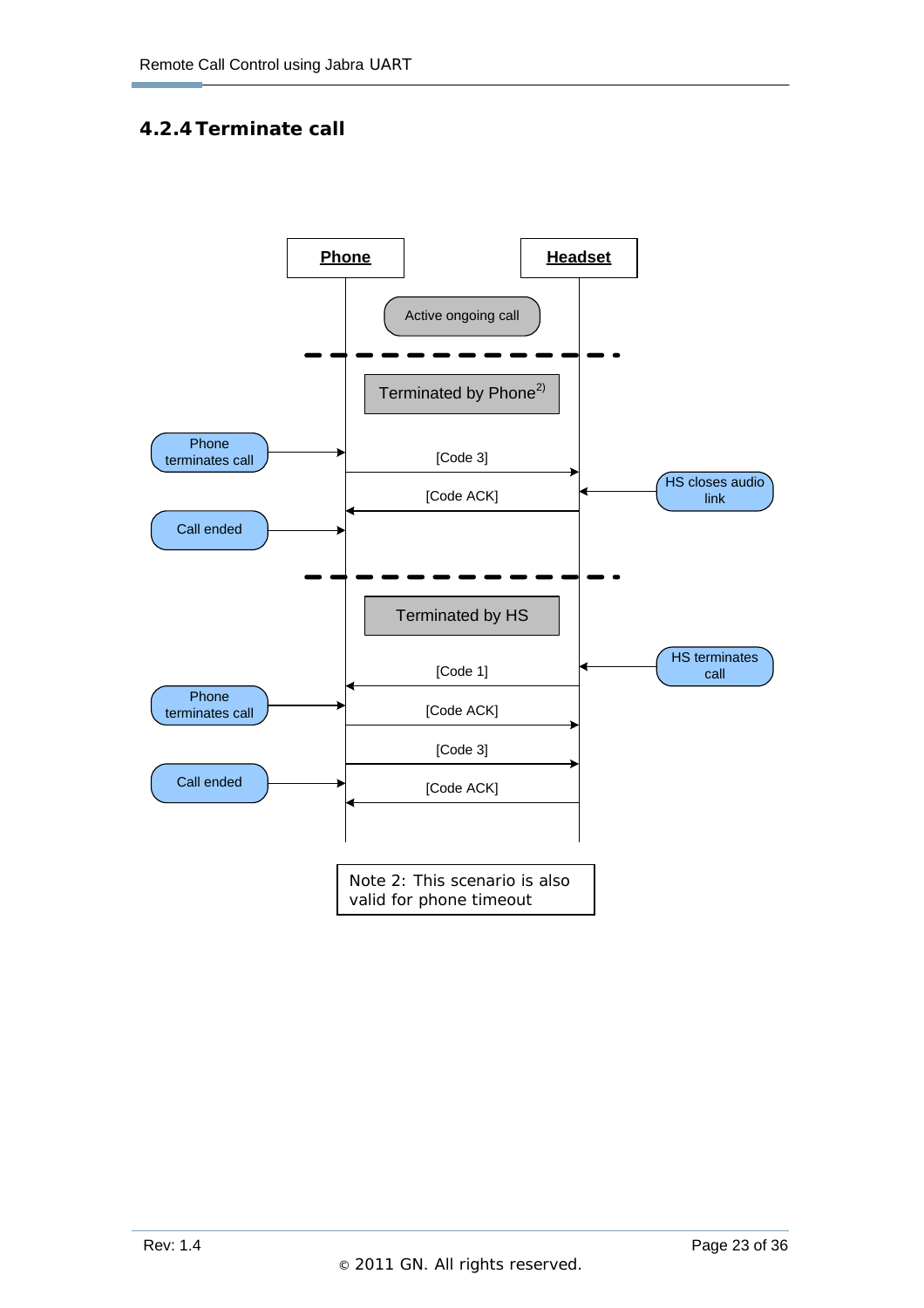### 4.2.4 Terminate call

**Phone** | **Headset**

Active ongoing call

Terminated by Phone[2)]

Phone terminates call → [Code 3] →

← [Code ACK] ← HS closes audio link

Call ended

Terminated by HS

← [Code 1] ← HS terminates call

Phone terminates call → [Code ACK] →

→ [Code 3] →

Call ended ← [Code ACK] ←

Note 2: This scenario is also valid for phone timeout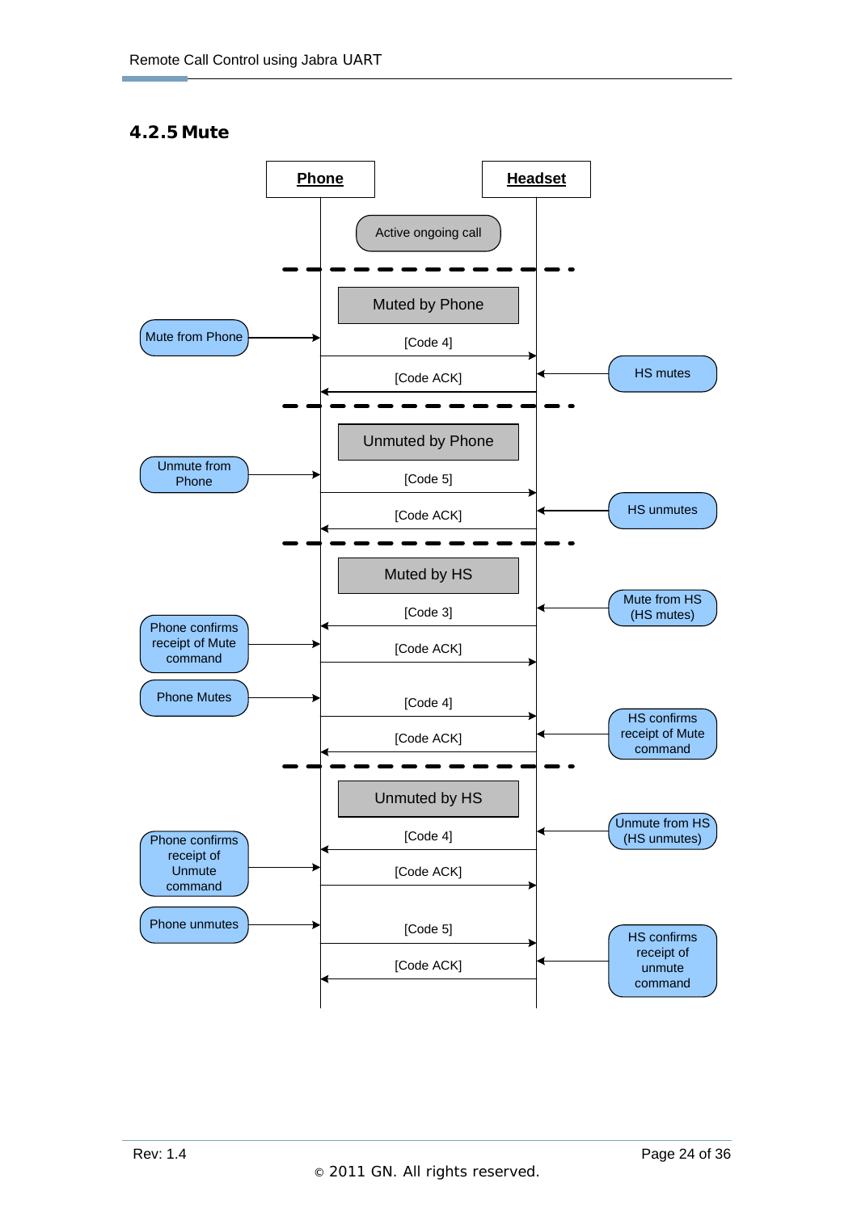### 4.2.5 Mute

| Phone | | Headset | |
|---|---|---|---|
| | Active ongoing call | | |
| | **Muted by Phone** | | |
| Mute from Phone | [Code 4] → | | |
| | ← [Code ACK] | | HS mutes |
| | **Unmuted by Phone** | | |
| Unmute from Phone | [Code 5] → | | |
| | ← [Code ACK] | | HS unmutes |
| | **Muted by HS** | | |
| | ← [Code 3] | | Mute from HS (HS mutes) |
| Phone confirms receipt of Mute command | [Code ACK] → | | |
| Phone Mutes | [Code 4] → | | |
| | ← [Code ACK] | | HS confirms receipt of Mute command |
| | **Unmuted by HS** | | |
| | ← [Code 4] | | Unmute from HS (HS unmutes) |
| Phone confirms receipt of Unmute command | [Code ACK] → | | |
| Phone unmutes | [Code 5] → | | |
| | ← [Code ACK] | | HS confirms receipt of unmute command |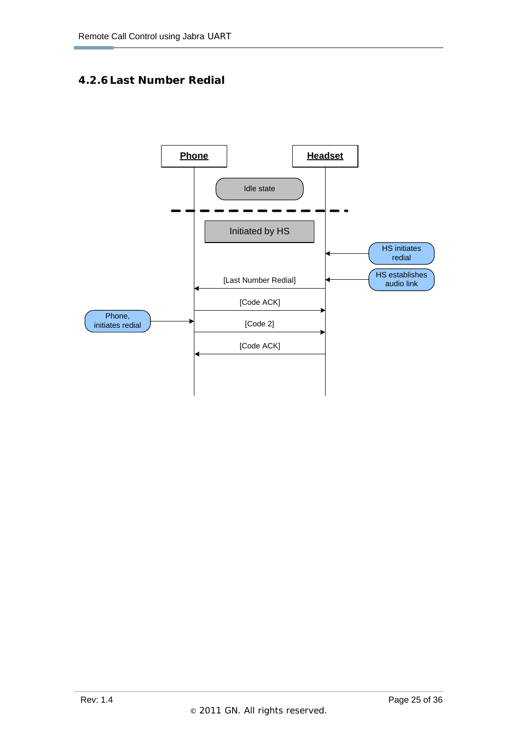### 4.2.6 Last Number Redial

Phone | Headset

Idle state

Initiated by HS

HS initiates redial

HS establishes audio link

[Last Number Redial]

[Code ACK]

Phone, initiates redial

[Code 2]

[Code ACK]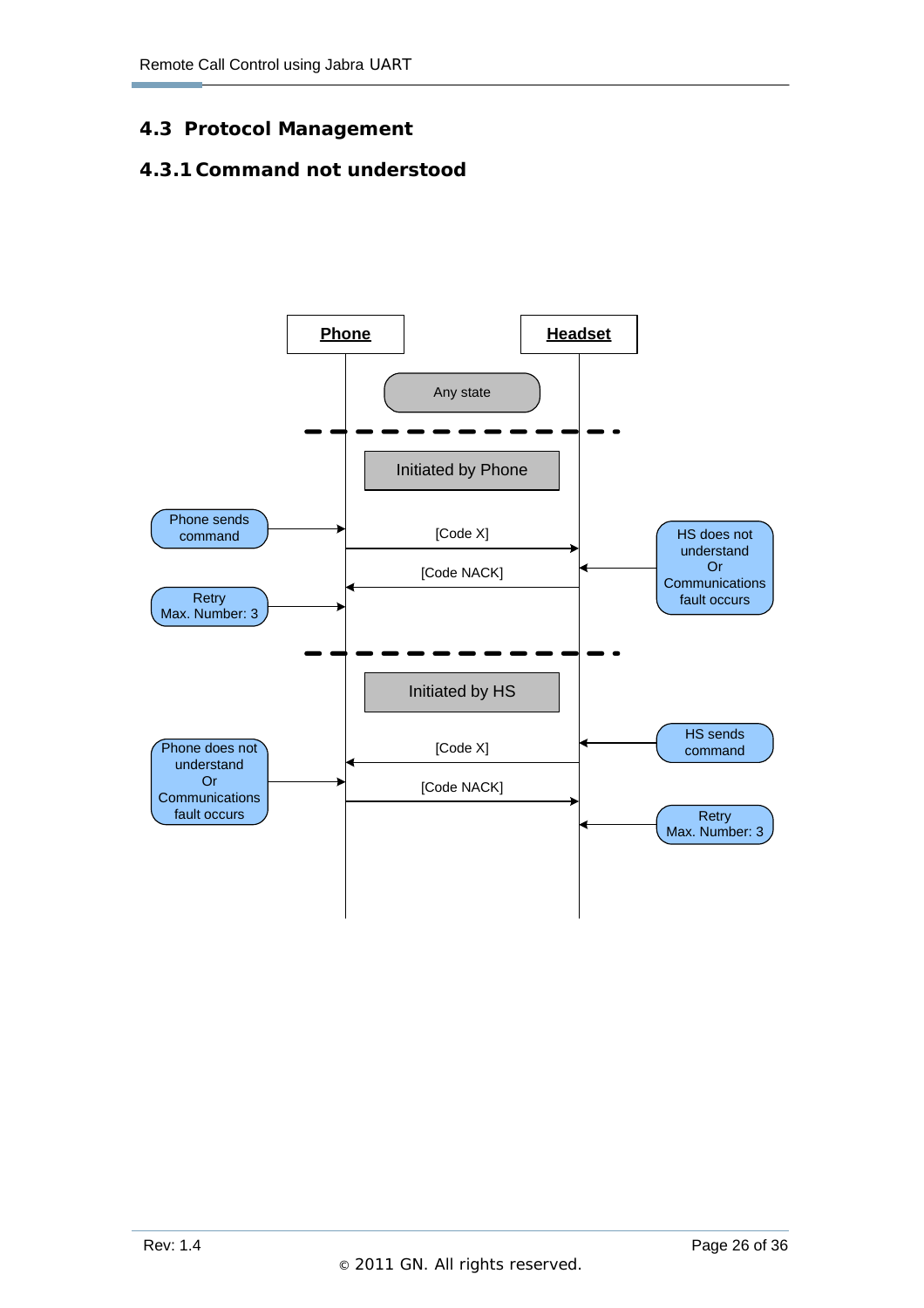## 4.3 Protocol Management

### 4.3.1 Command not understood

Phone | Headset

Any state

Initiated by Phone

Phone sends command → [Code X] → HS does not understand Or Communications fault occurs

[Code NACK]

Retry Max. Number: 3

Initiated by HS

HS sends command → [Code X] → Phone does not understand Or Communications fault occurs

[Code NACK]

Retry Max. Number: 3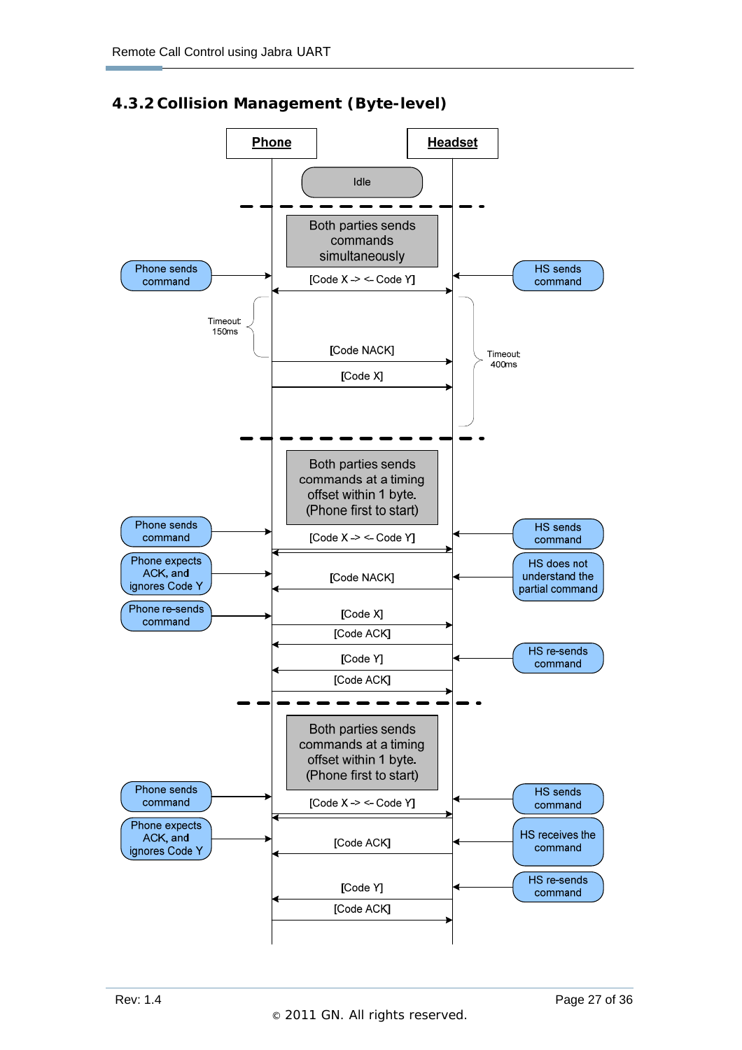### 4.3.2 Collision Management (Byte-level)

Phone | Headset

Idle

Both parties sends commands simultaneously

Phone sends command | HS sends command

[Code X -> <- Code Y]

Timeout 150ms | Timeout 400ms

[Code NACK]

[Code X]

Both parties sends commands at a timing offset within 1 byte. (Phone first to start)

Phone sends command | HS sends command

[Code X -> <- Code Y]

Phone expects ACK, and ignores Code Y | HS does not understand the partial command

[Code NACK]

Phone re-sends command

[Code X]

[Code ACK]

HS re-sends command

[Code Y]

[Code ACK]

Both parties sends commands at a timing offset within 1 byte. (Phone first to start)

Phone sends command | HS sends command

[Code X -> <- Code Y]

Phone expects ACK, and ignores Code Y | HS receives the command

[Code ACK]

HS re-sends command

[Code Y]

[Code ACK]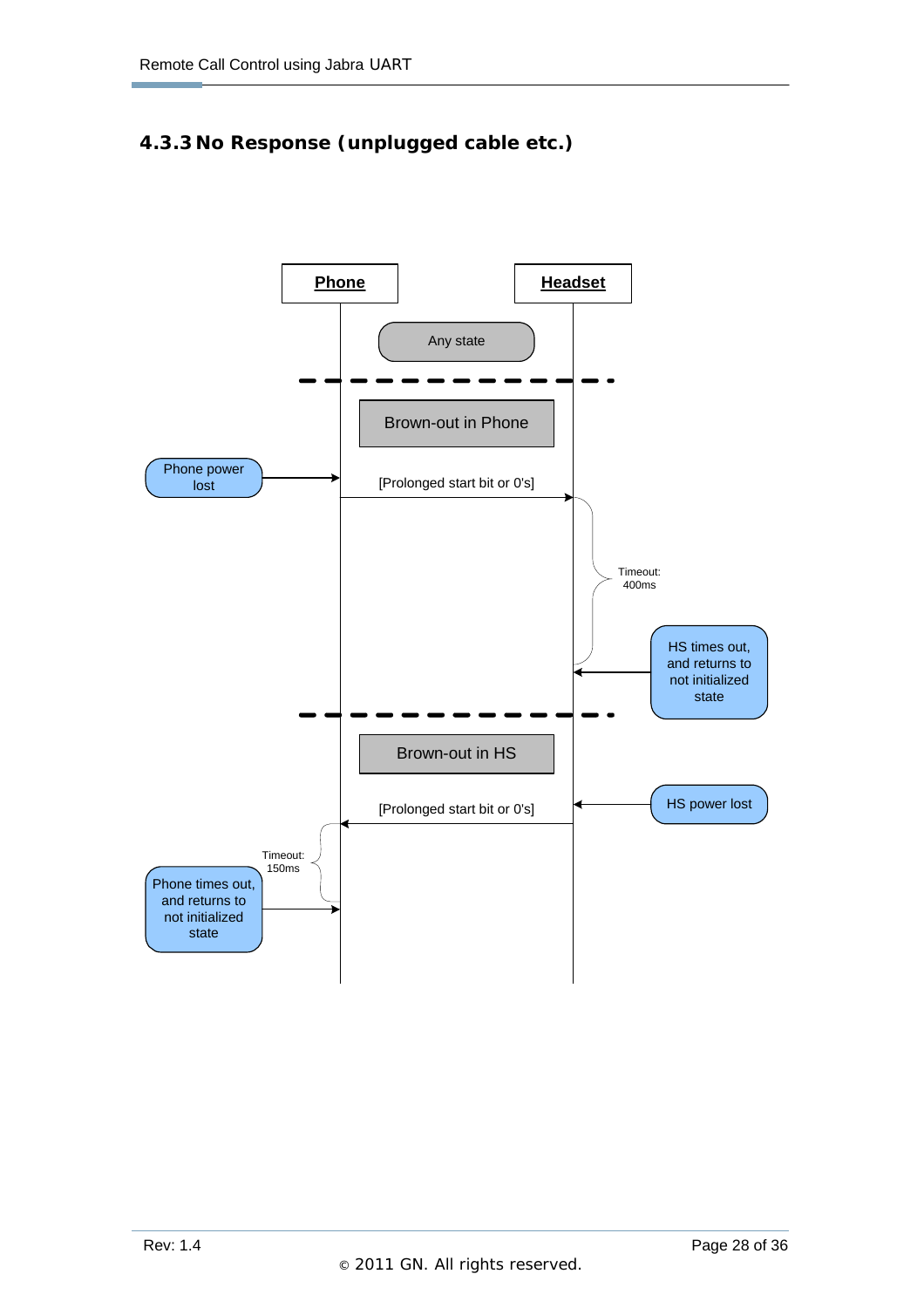### 4.3.3 No Response (unplugged cable etc.)

**Phone** | **Headset**

Any state

Brown-out in Phone

Phone power lost

[Prolonged start bit or 0's]

Timeout: 400ms

HS times out, and returns to not initialized state

Brown-out in HS

HS power lost

[Prolonged start bit or 0's]

Timeout: 150ms

Phone times out, and returns to not initialized state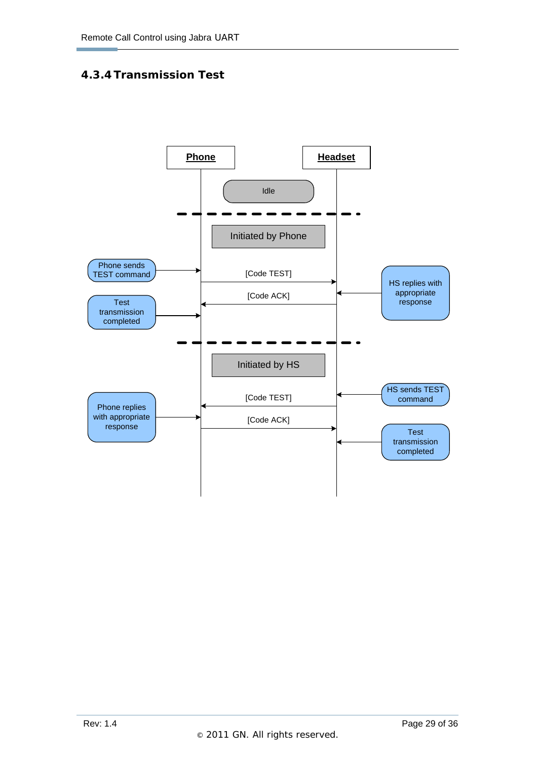### 4.3.4 Transmission Test

Phone | Headset

Idle

Initiated by Phone

Phone sends TEST command

[Code TEST]

[Code ACK]

HS replies with appropriate response

Test transmission completed

Initiated by HS

HS sends TEST command

[Code TEST]

Phone replies with appropriate response

[Code ACK]

Test transmission completed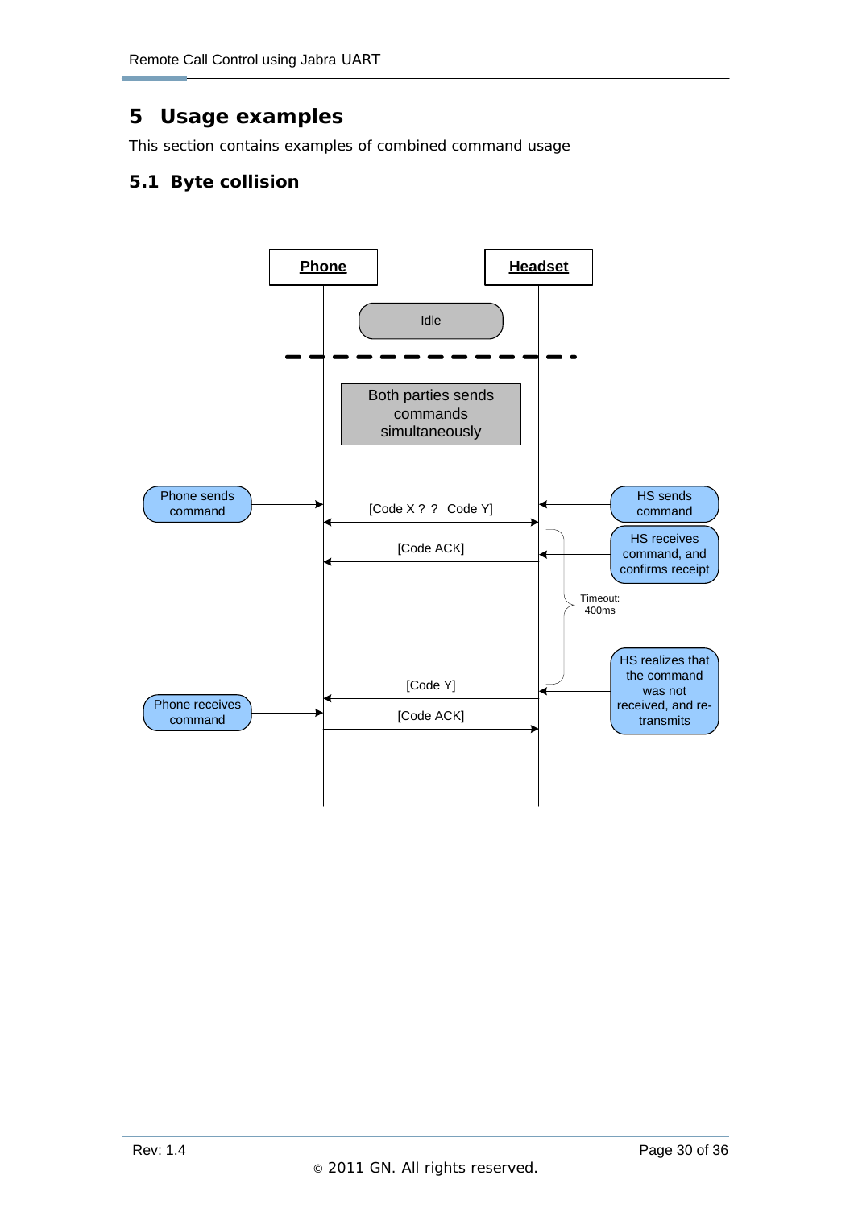# 5 Usage examples

This section contains examples of combined command usage

## 5.1 Byte collision

Phone | Headset

Idle

Both parties sends commands simultaneously

Phone sends command

HS sends command

[Code X ? ? Code Y]

[Code ACK]

HS receives command, and confirms receipt

Timeout: 400ms

HS realizes that the command was not received, and re-transmits

[Code Y]

Phone receives command

[Code ACK]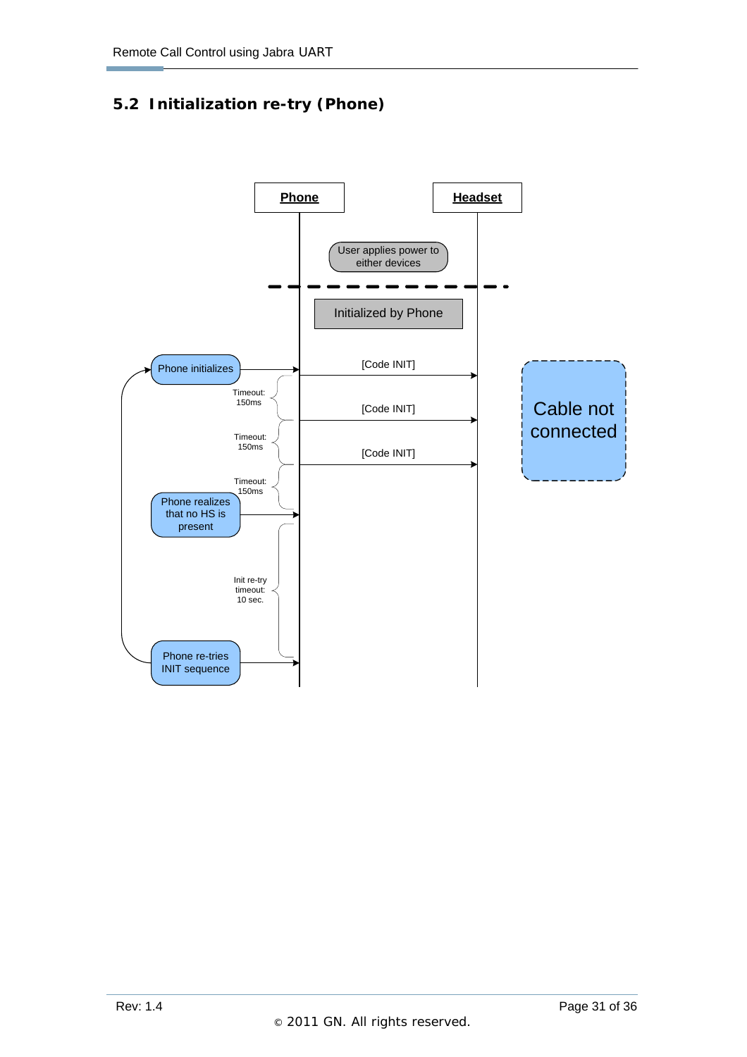## 5.2 Initialization re-try (Phone)

Phone

Headset

User applies power to either devices

Initialized by Phone

Phone initializes

[Code INIT]

Timeout: 150ms

[Code INIT]

Timeout: 150ms

[Code INIT]

Timeout: 150ms

Phone realizes that no HS is present

Init re-try timeout: 10 sec.

Phone re-tries INIT sequence

Cable not connected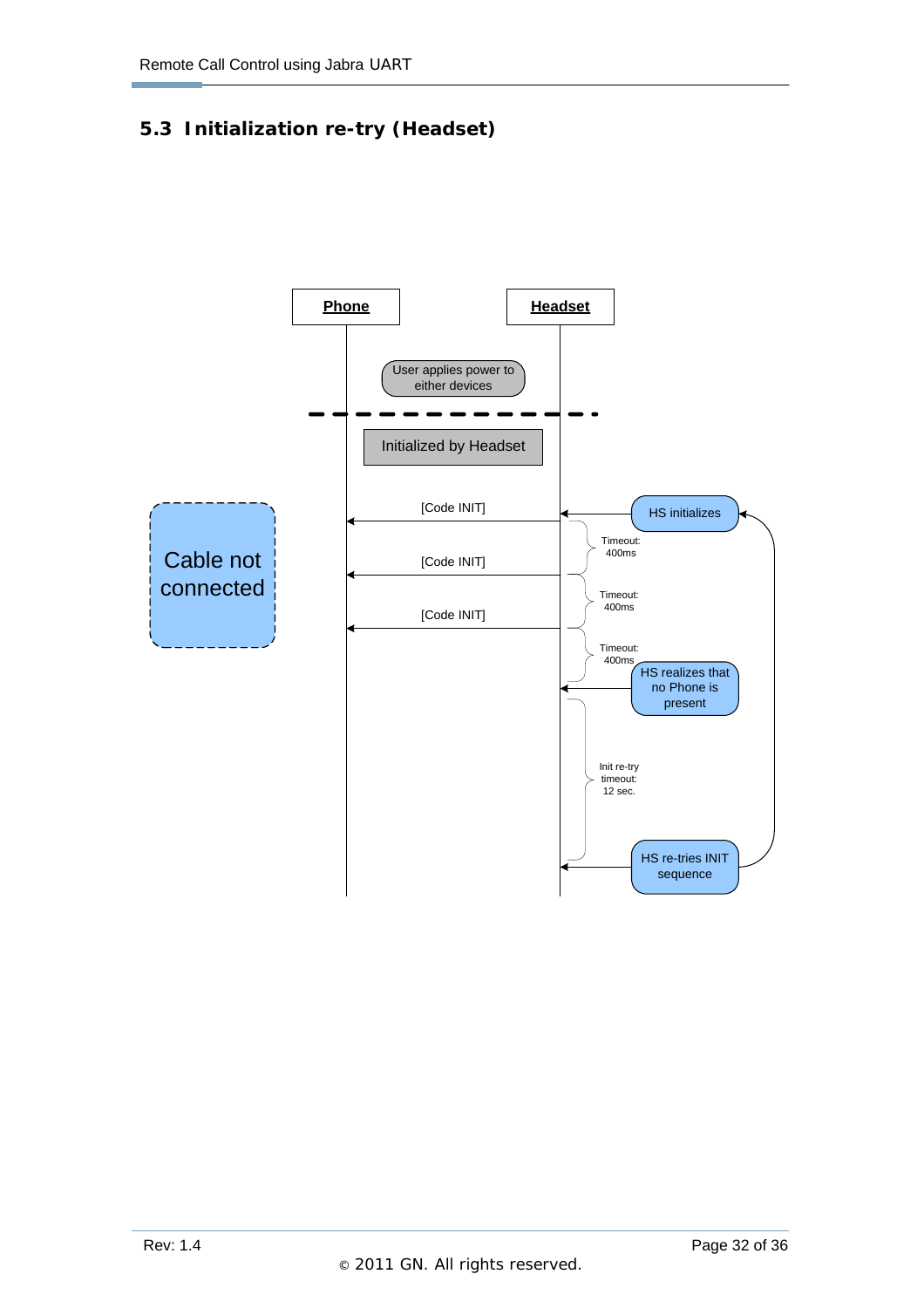## 5.3 Initialization re-try (Headset)

Phone

Headset

User applies power to either devices

Initialized by Headset

Cable not connected

[Code INIT]

HS initializes

Timeout: 400ms

[Code INIT]

Timeout: 400ms

[Code INIT]

Timeout: 400ms

HS realizes that no Phone is present

Init re-try timeout: 12 sec.

HS re-tries INIT sequence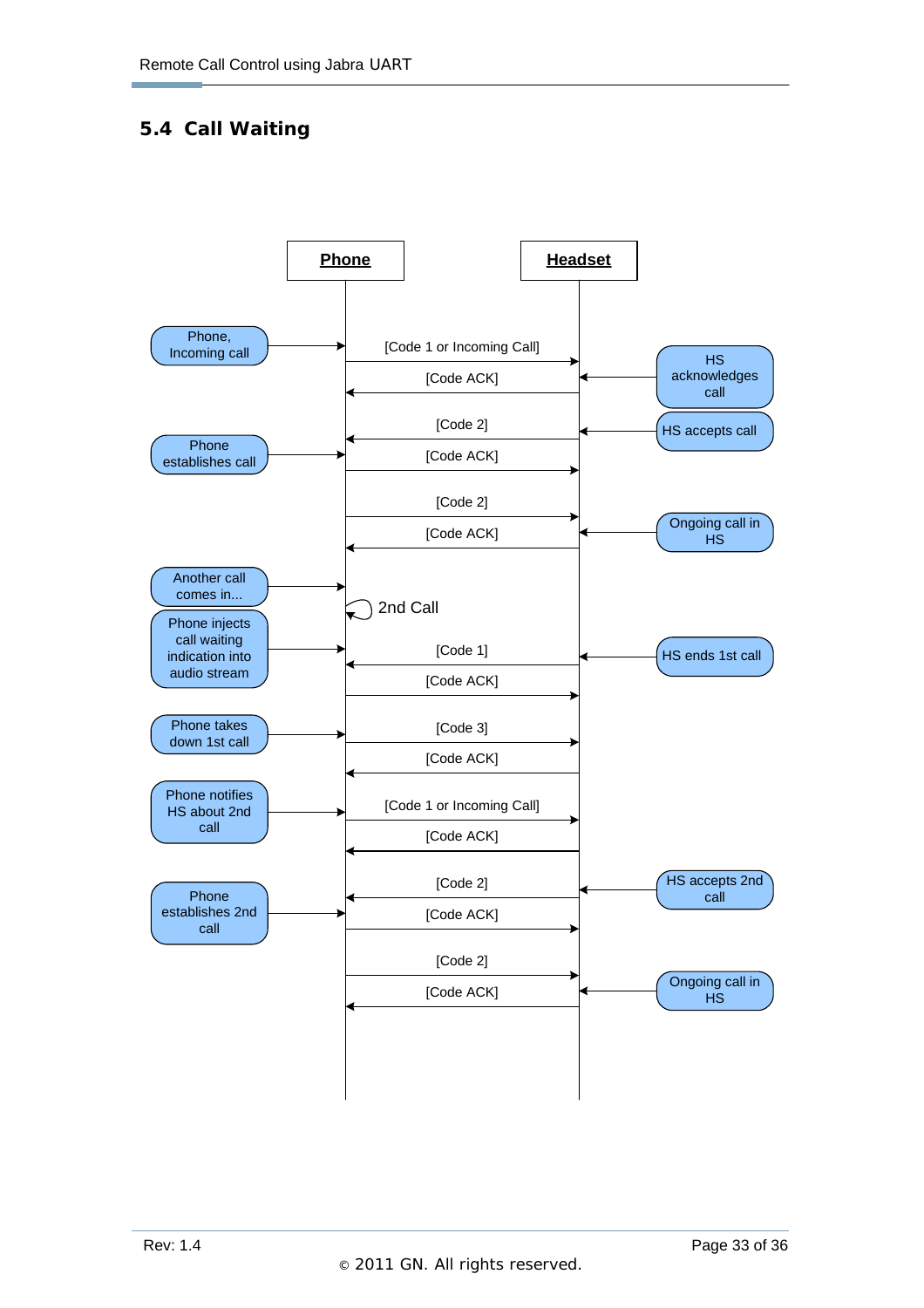## 5.4 Call Waiting

| Phone event | Phone | Message | Headset | Headset event |
|---|---|---|---|---|
| Phone, Incoming call | → | [Code 1 or Incoming Call] | → | |
| | ← | [Code ACK] | ← | HS acknowledges call |
| | ← | [Code 2] | ← | HS accepts call |
| Phone establishes call | → | [Code ACK] | → | |
| | → | [Code 2] | → | |
| | ← | [Code ACK] | ← | Ongoing call in HS |
| Another call comes in... | | 2nd Call | | |
| Phone injects call waiting indication into audio stream | ← | [Code 1] | ← | HS ends 1st call |
| | → | [Code ACK] | → | |
| Phone takes down 1st call | → | [Code 3] | → | |
| | ← | [Code ACK] | ← | |
| Phone notifies HS about 2nd call | → | [Code 1 or Incoming Call] | → | |
| | ← | [Code ACK] | ← | |
| | ← | [Code 2] | ← | HS accepts 2nd call |
| Phone establishes 2nd call | → | [Code ACK] | → | |
| | → | [Code 2] | → | |
| | ← | [Code ACK] | ← | Ongoing call in HS |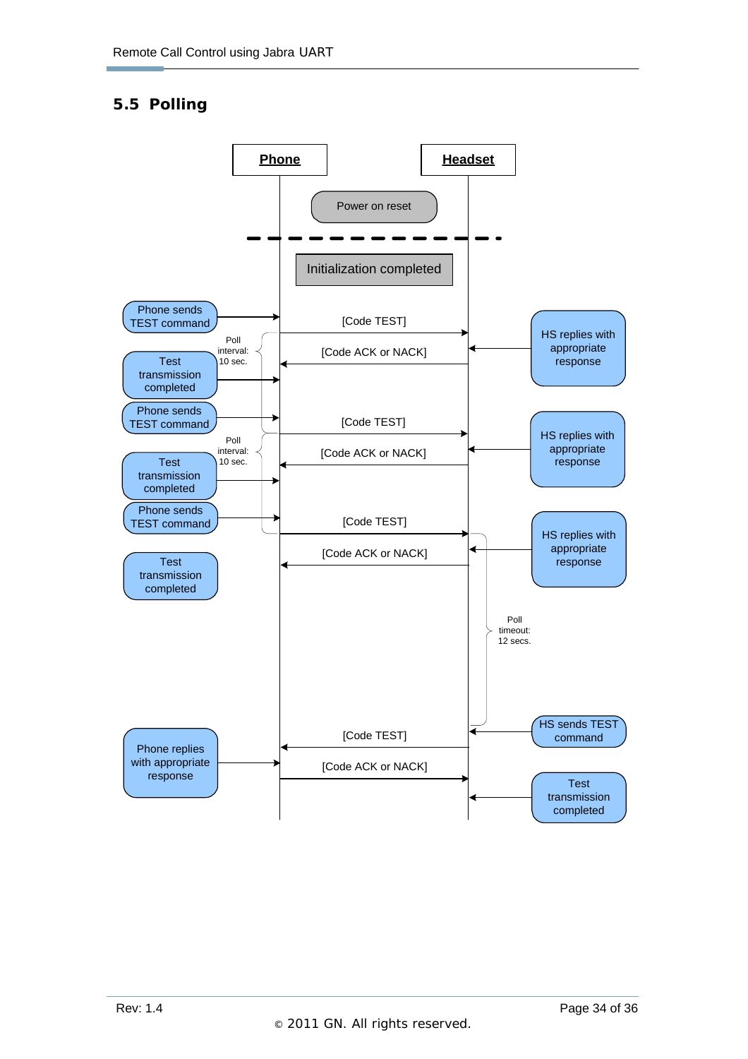## 5.5 Polling

Phone | Headset

Power on reset

Initialization completed

Phone sends TEST command → [Code TEST] → Phone to Headset

HS replies with appropriate response → [Code ACK or NACK] → Headset to Phone

Poll interval: 10 sec.

Test transmission completed

Phone sends TEST command → [Code TEST]

HS replies with appropriate response → [Code ACK or NACK]

Poll interval: 10 sec.

Test transmission completed

Phone sends TEST command → [Code TEST]

HS replies with appropriate response → [Code ACK or NACK]

Test transmission completed

Poll timeout: 12 secs.

HS sends TEST command → [Code TEST] → Headset to Phone

Phone replies with appropriate response → [Code ACK or NACK] → Phone to Headset

Test transmission completed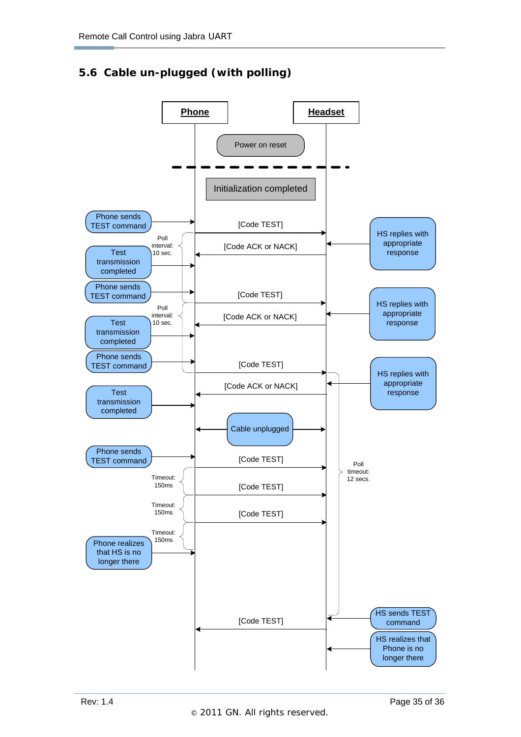## 5.6 Cable un-plugged (with polling)

Phone | Headset

Power on reset

Initialization completed

Phone sends TEST command → [Code TEST] → HS replies with appropriate response

[Code ACK or NACK]

Poll interval: 10 sec.

Test transmission completed

Phone sends TEST command → [Code TEST] → HS replies with appropriate response

[Code ACK or NACK]

Poll interval: 10 sec.

Test transmission completed

Phone sends TEST command → [Code TEST] → HS replies with appropriate response

[Code ACK or NACK]

Test transmission completed

Cable unplugged

Phone sends TEST command → [Code TEST]

Timeout: 150ms

[Code TEST]

Timeout: 150ms

[Code TEST]

Timeout: 150ms

Phone realizes that HS is no longer there

Poll timeout: 12 secs.

HS sends TEST command → [Code TEST]

HS realizes that Phone is no longer there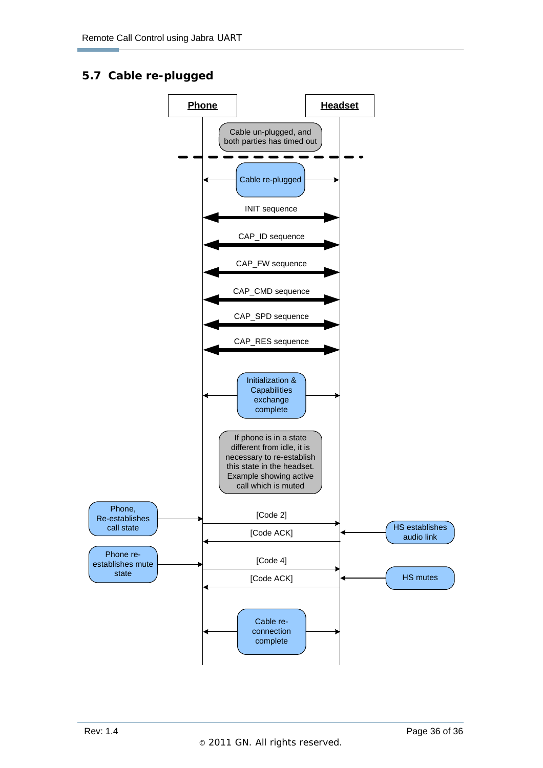## 5.7 Cable re-plugged

Phone

Headset

Cable un-plugged, and both parties has timed out

Cable re-plugged

INIT sequence

CAP_ID sequence

CAP_FW sequence

CAP_CMD sequence

CAP_SPD sequence

CAP_RES sequence

Initialization & Capabilities exchange complete

If phone is in a state different from idle, it is necessary to re-establish this state in the headset. Example showing active call which is muted

Phone, Re-establishes call state

[Code 2]

[Code ACK]

HS establishes audio link

Phone re-establishes mute state

[Code 4]

[Code ACK]

HS mutes

Cable re-connection complete